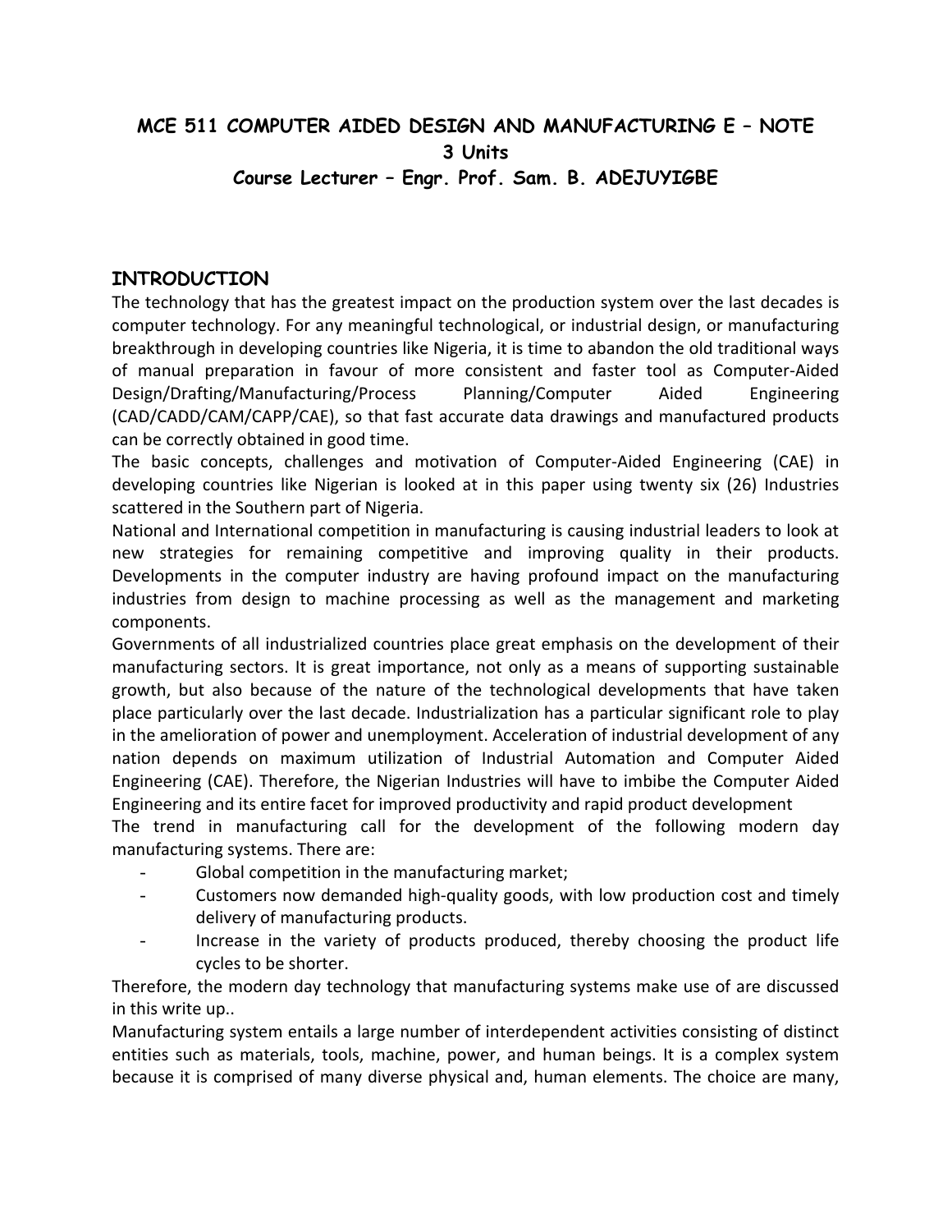# MCE 511 COMPUTER AIDED DESIGN AND MANUFACTURING E – NOTE

**3 Units**

**Course Lecturer – Engr. Prof. Sam. B. ADEJUYIGBE**

## INTRODUCTION

The technology that has the greatest impact on the production system over the last decades is computer technology. For any meaningful technological, or industrial design, or manufacturing breakthrough in developing countries like Nigeria, it is time to abandon the old traditional ways of manual preparation in favour of more consistent and faster tool as Computer-Aided Design/Drafting/Manufacturing/Process Planning/Computer Aided Engineering (CAD/CADD/CAM/CAPP/CAE), so that fast accurate data drawings and manufactured products can be correctly obtained in good time.

The basic concepts, challenges and motivation of Computer-Aided Engineering (CAE) in developing countries like Nigerian is looked at in this paper using twenty six (26) Industries scattered in the Southern part of Nigeria.

National and International competition in manufacturing is causing industrial leaders to look at new strategies for remaining competitive and improving quality in their products. Developments in the computer industry are having profound impact on the manufacturing industries from design to machine processing as well as the management and marketing components.

Governments of all industrialized countries place great emphasis on the development of their manufacturing sectors. It is great importance, not only as a means of supporting sustainable growth, but also because of the nature of the technological developments that have taken place particularly over the last decade. Industrialization has a particular significant role to play in the amelioration of power and unemployment. Acceleration of industrial development of any nation depends on maximum utilization of Industrial Automation and Computer Aided Engineering (CAE). Therefore, the Nigerian Industries will have to imbibe the Computer Aided Engineering and its entire facet for improved productivity and rapid product development

The trend in manufacturing call for the development of the following modern day manufacturing systems. There are:

- Global competition in the manufacturing market;
- Customers now demanded high-quality goods, with low production cost and timely delivery of manufacturing products.
- Increase in the variety of products produced, thereby choosing the product life cycles to be shorter.

Therefore, the modern day technology that manufacturing systems make use of are discussed in this write up..

Manufacturing system entails a large number of interdependent activities consisting of distinct entities such as materials, tools, machine, power, and human beings. It is a complex system because it is comprised of many diverse physical and, human elements. The choice are many,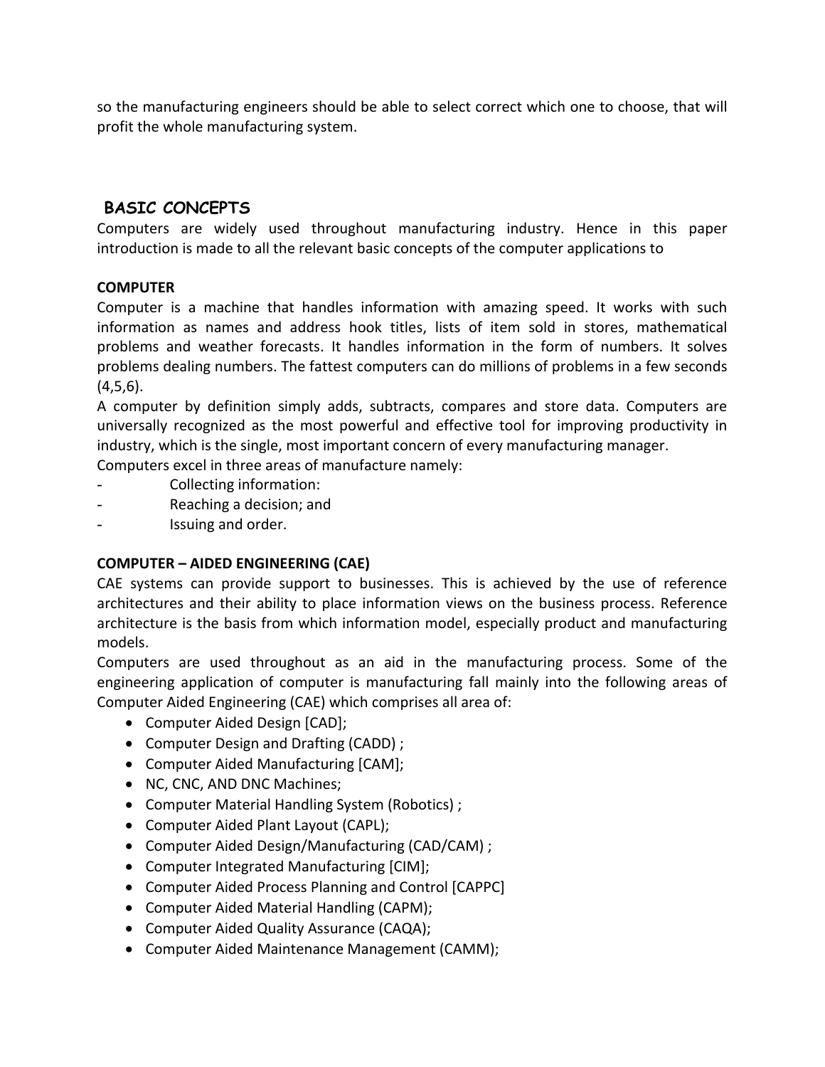so the manufacturing engineers should be able to select correct which one to choose, that will profit the whole manufacturing system.

## BASIC CONCEPTS

Computers are widely used throughout manufacturing industry. Hence in this paper introduction is made to all the relevant basic concepts of the computer applications to

### COMPUTER

Computer is a machine that handles information with amazing speed. It works with such information as names and address hook titles, lists of item sold in stores, mathematical problems and weather forecasts. It handles information in the form of numbers. It solves problems dealing numbers. The fattest computers can do millions of problems in a few seconds (4,5,6).

A computer by definition simply adds, subtracts, compares and store data. Computers are universally recognized as the most powerful and effective tool for improving productivity in industry, which is the single, most important concern of every manufacturing manager.

Computers excel in three areas of manufacture namely:

- Collecting information:
- Reaching a decision; and
- Issuing and order.

### COMPUTER – AIDED ENGINEERING (CAE)

CAE systems can provide support to businesses. This is achieved by the use of reference architectures and their ability to place information views on the business process. Reference architecture is the basis from which information model, especially product and manufacturing models.

Computers are used throughout as an aid in the manufacturing process. Some of the engineering application of computer is manufacturing fall mainly into the following areas of Computer Aided Engineering (CAE) which comprises all area of:

- Computer Aided Design [CAD];
- Computer Design and Drafting (CADD) ;
- Computer Aided Manufacturing [CAM];
- NC, CNC, AND DNC Machines;
- Computer Material Handling System (Robotics) ;
- Computer Aided Plant Layout (CAPL);
- Computer Aided Design/Manufacturing (CAD/CAM) ;
- Computer Integrated Manufacturing [CIM];
- Computer Aided Process Planning and Control [CAPPC]
- Computer Aided Material Handling (CAPM);
- Computer Aided Quality Assurance (CAQA);
- Computer Aided Maintenance Management (CAMM);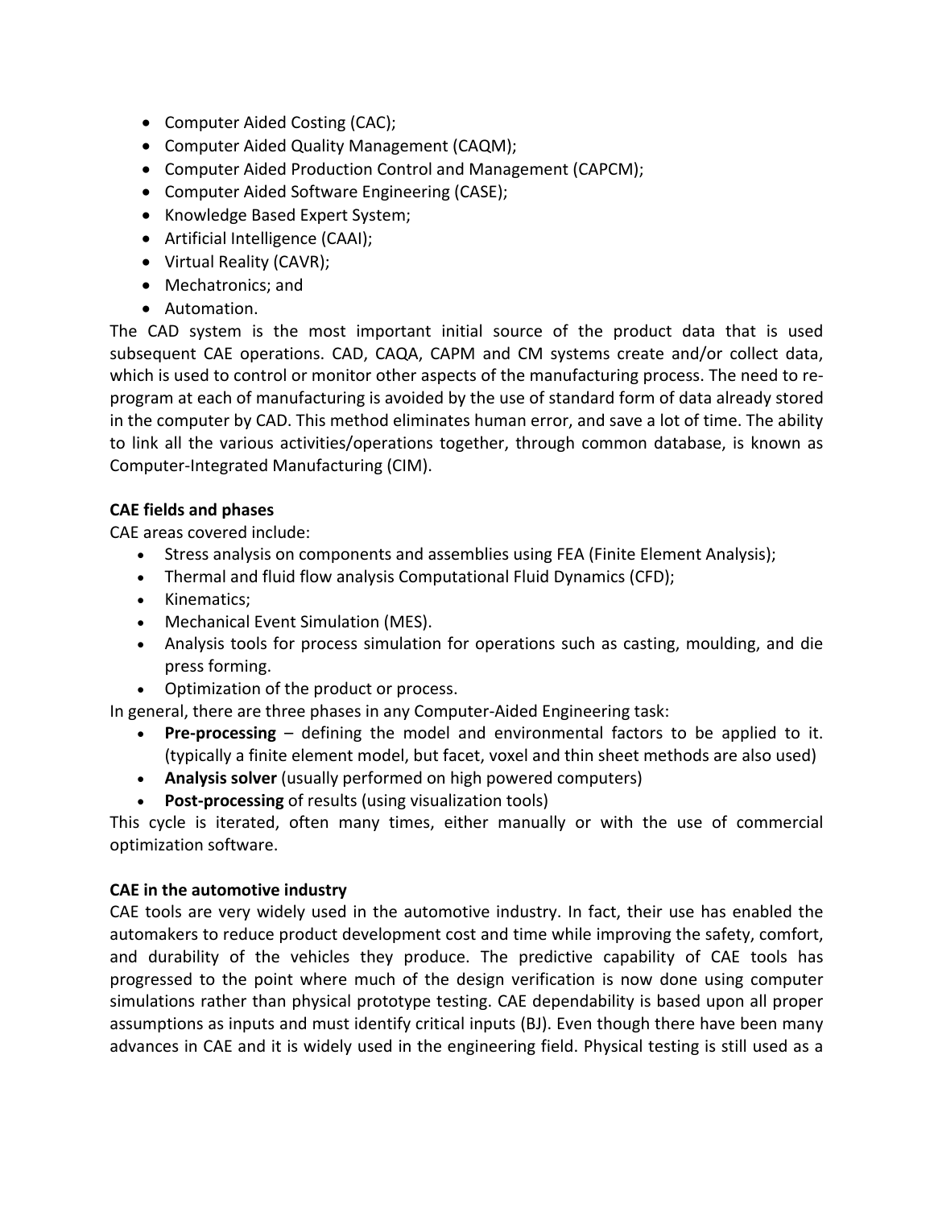- Computer Aided Costing (CAC);
- Computer Aided Quality Management (CAQM);
- Computer Aided Production Control and Management (CAPCM);
- Computer Aided Software Engineering (CASE);
- Knowledge Based Expert System;
- Artificial Intelligence (CAAI);
- Virtual Reality (CAVR);
- Mechatronics; and
- Automation.

The CAD system is the most important initial source of the product data that is used subsequent CAE operations. CAD, CAQA, CAPM and CM systems create and/or collect data, which is used to control or monitor other aspects of the manufacturing process. The need to re-program at each of manufacturing is avoided by the use of standard form of data already stored in the computer by CAD. This method eliminates human error, and save a lot of time. The ability to link all the various activities/operations together, through common database, is known as Computer-Integrated Manufacturing (CIM).

**CAE fields and phases**

CAE areas covered include:

- Stress analysis on components and assemblies using FEA (Finite Element Analysis);
- Thermal and fluid flow analysis Computational Fluid Dynamics (CFD);
- Kinematics;
- Mechanical Event Simulation (MES).
- Analysis tools for process simulation for operations such as casting, moulding, and die press forming.
- Optimization of the product or process.

In general, there are three phases in any Computer-Aided Engineering task:

- **Pre-processing** – defining the model and environmental factors to be applied to it. (typically a finite element model, but facet, voxel and thin sheet methods are also used)
- **Analysis solver** (usually performed on high powered computers)
- **Post-processing** of results (using visualization tools)

This cycle is iterated, often many times, either manually or with the use of commercial optimization software.

**CAE in the automotive industry**

CAE tools are very widely used in the automotive industry. In fact, their use has enabled the automakers to reduce product development cost and time while improving the safety, comfort, and durability of the vehicles they produce. The predictive capability of CAE tools has progressed to the point where much of the design verification is now done using computer simulations rather than physical prototype testing. CAE dependability is based upon all proper assumptions as inputs and must identify critical inputs (BJ). Even though there have been many advances in CAE and it is widely used in the engineering field. Physical testing is still used as a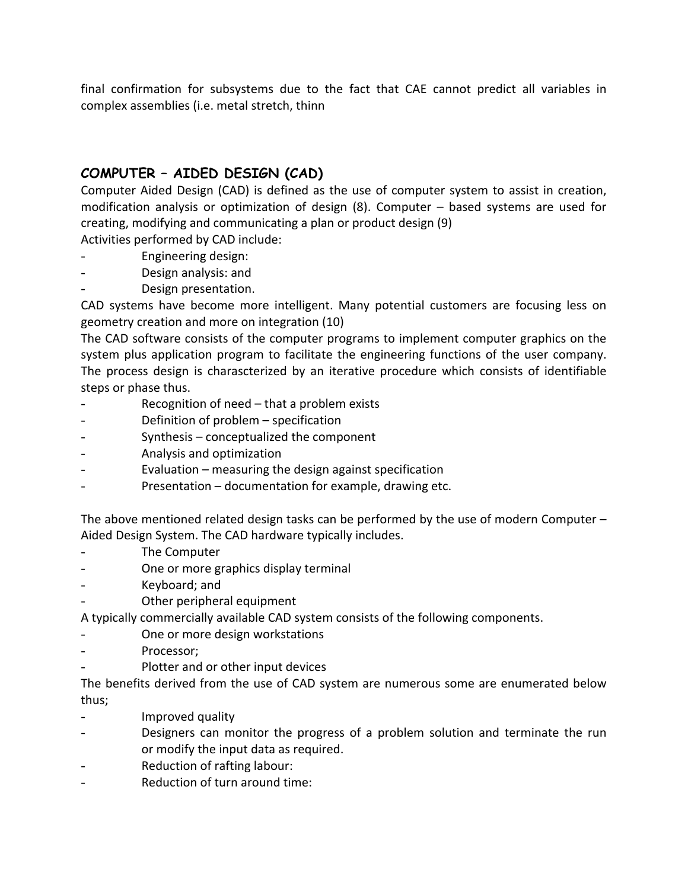final confirmation for subsystems due to the fact that CAE cannot predict all variables in complex assemblies (i.e. metal stretch, thinn

## COMPUTER – AIDED DESIGN (CAD)

Computer Aided Design (CAD) is defined as the use of computer system to assist in creation, modification analysis or optimization of design (8). Computer – based systems are used for creating, modifying and communicating a plan or product design (9)

Activities performed by CAD include:

- Engineering design:
- Design analysis: and
- Design presentation.

CAD systems have become more intelligent. Many potential customers are focusing less on geometry creation and more on integration (10)

The CAD software consists of the computer programs to implement computer graphics on the system plus application program to facilitate the engineering functions of the user company. The process design is charascterized by an iterative procedure which consists of identifiable steps or phase thus.

- Recognition of need – that a problem exists
- Definition of problem – specification
- Synthesis – conceptualized the component
- Analysis and optimization
- Evaluation – measuring the design against specification
- Presentation – documentation for example, drawing etc.

The above mentioned related design tasks can be performed by the use of modern Computer – Aided Design System. The CAD hardware typically includes.

- The Computer
- One or more graphics display terminal
- Keyboard; and
- Other peripheral equipment

A typically commercially available CAD system consists of the following components.

- One or more design workstations
- Processor;
- Plotter and or other input devices

The benefits derived from the use of CAD system are numerous some are enumerated below thus;

- Improved quality
- Designers can monitor the progress of a problem solution and terminate the run or modify the input data as required.
- Reduction of rafting labour:
- Reduction of turn around time: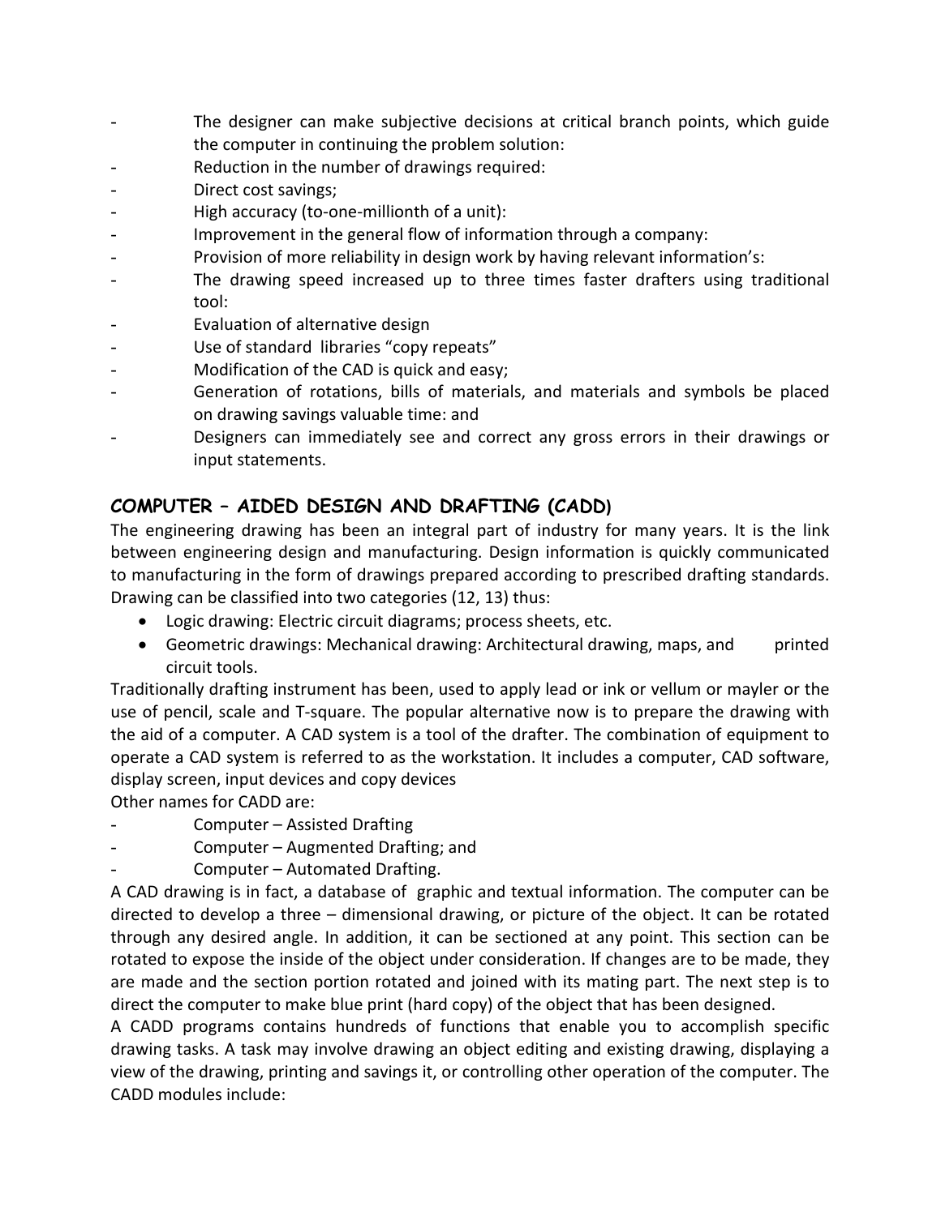- The designer can make subjective decisions at critical branch points, which guide the computer in continuing the problem solution:
- Reduction in the number of drawings required:
- Direct cost savings;
- High accuracy (to-one-millionth of a unit):
- Improvement in the general flow of information through a company:
- Provision of more reliability in design work by having relevant information's:
- The drawing speed increased up to three times faster drafters using traditional tool:
- Evaluation of alternative design
- Use of standard libraries "copy repeats"
- Modification of the CAD is quick and easy;
- Generation of rotations, bills of materials, and materials and symbols be placed on drawing savings valuable time: and
- Designers can immediately see and correct any gross errors in their drawings or input statements.

## COMPUTER – AIDED DESIGN AND DRAFTING (CADD)

The engineering drawing has been an integral part of industry for many years. It is the link between engineering design and manufacturing. Design information is quickly communicated to manufacturing in the form of drawings prepared according to prescribed drafting standards. Drawing can be classified into two categories (12, 13) thus:

- Logic drawing: Electric circuit diagrams; process sheets, etc.
- Geometric drawings: Mechanical drawing: Architectural drawing, maps, and printed circuit tools.

Traditionally drafting instrument has been, used to apply lead or ink or vellum or mayler or the use of pencil, scale and T-square. The popular alternative now is to prepare the drawing with the aid of a computer. A CAD system is a tool of the drafter. The combination of equipment to operate a CAD system is referred to as the workstation. It includes a computer, CAD software, display screen, input devices and copy devices

Other names for CADD are:

- Computer – Assisted Drafting
- Computer – Augmented Drafting; and
- Computer – Automated Drafting.

A CAD drawing is in fact, a database of graphic and textual information. The computer can be directed to develop a three – dimensional drawing, or picture of the object. It can be rotated through any desired angle. In addition, it can be sectioned at any point. This section can be rotated to expose the inside of the object under consideration. If changes are to be made, they are made and the section portion rotated and joined with its mating part. The next step is to direct the computer to make blue print (hard copy) of the object that has been designed.

A CADD programs contains hundreds of functions that enable you to accomplish specific drawing tasks. A task may involve drawing an object editing and existing drawing, displaying a view of the drawing, printing and savings it, or controlling other operation of the computer. The CADD modules include: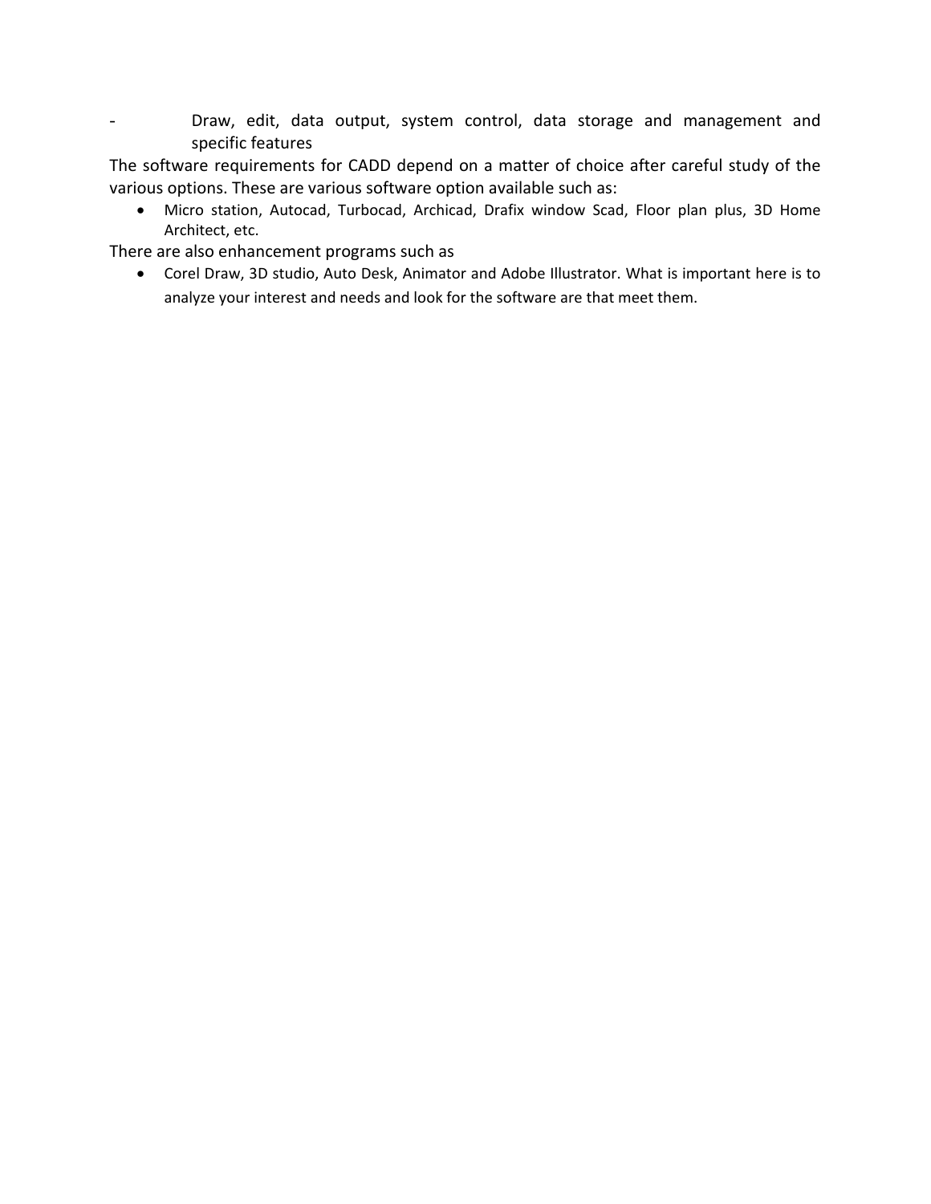- Draw, edit, data output, system control, data storage and management and specific features

The software requirements for CADD depend on a matter of choice after careful study of the various options. These are various software option available such as:

- Micro station, Autocad, Turbocad, Archicad, Drafix window Scad, Floor plan plus, 3D Home Architect, etc.

There are also enhancement programs such as

- Corel Draw, 3D studio, Auto Desk, Animator and Adobe Illustrator. What is important here is to analyze your interest and needs and look for the software are that meet them.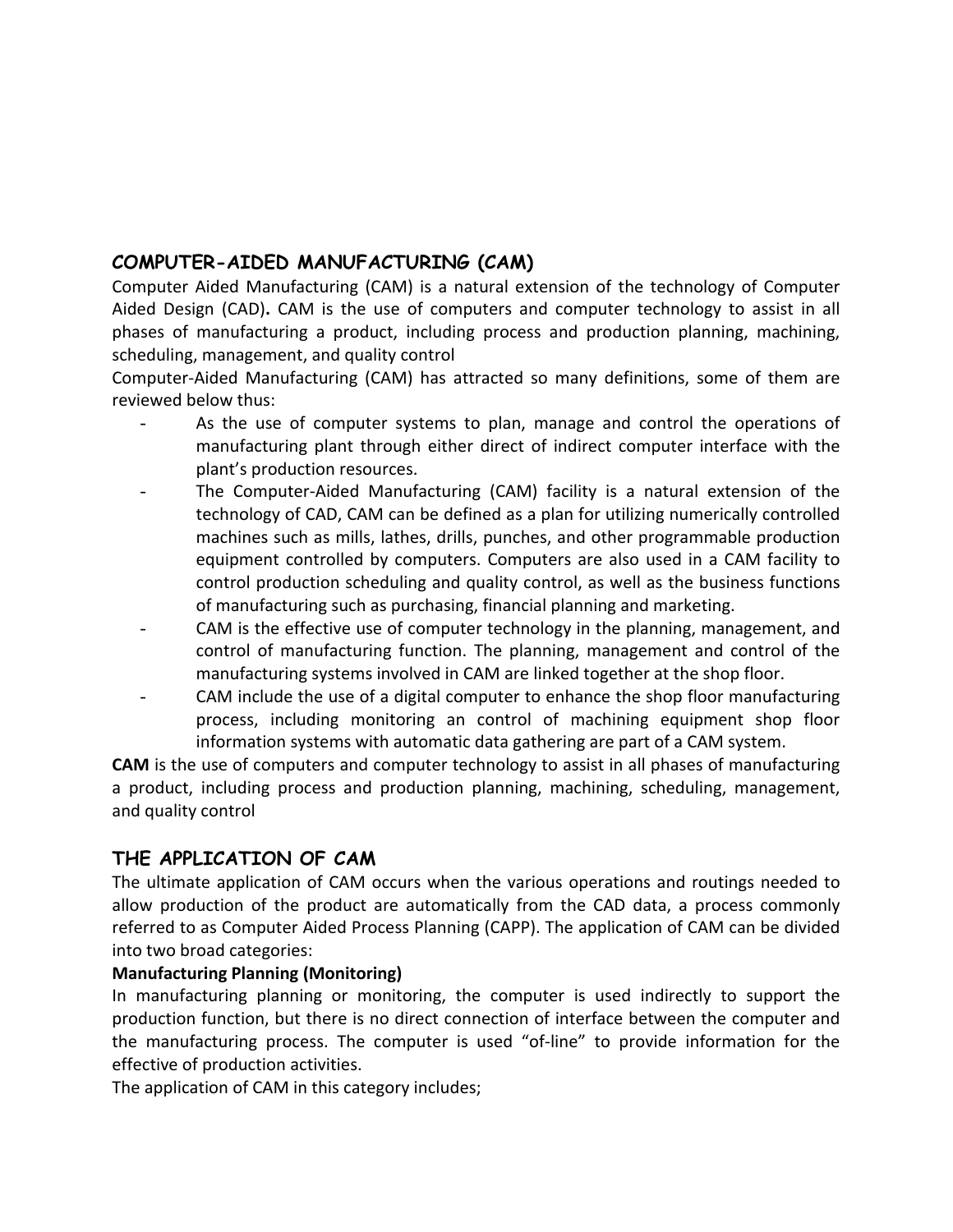## COMPUTER-AIDED MANUFACTURING (CAM)

Computer Aided Manufacturing (CAM) is a natural extension of the technology of Computer Aided Design (CAD)**.** CAM is the use of computers and computer technology to assist in all phases of manufacturing a product, including process and production planning, machining, scheduling, management, and quality control

Computer-Aided Manufacturing (CAM) has attracted so many definitions, some of them are reviewed below thus:

- As the use of computer systems to plan, manage and control the operations of manufacturing plant through either direct of indirect computer interface with the plant's production resources.
- The Computer-Aided Manufacturing (CAM) facility is a natural extension of the technology of CAD, CAM can be defined as a plan for utilizing numerically controlled machines such as mills, lathes, drills, punches, and other programmable production equipment controlled by computers. Computers are also used in a CAM facility to control production scheduling and quality control, as well as the business functions of manufacturing such as purchasing, financial planning and marketing.
- CAM is the effective use of computer technology in the planning, management, and control of manufacturing function. The planning, management and control of the manufacturing systems involved in CAM are linked together at the shop floor.
- CAM include the use of a digital computer to enhance the shop floor manufacturing process, including monitoring an control of machining equipment shop floor information systems with automatic data gathering are part of a CAM system.

**CAM** is the use of computers and computer technology to assist in all phases of manufacturing a product, including process and production planning, machining, scheduling, management, and quality control

## THE APPLICATION OF CAM

The ultimate application of CAM occurs when the various operations and routings needed to allow production of the product are automatically from the CAD data, a process commonly referred to as Computer Aided Process Planning (CAPP). The application of CAM can be divided into two broad categories:

**Manufacturing Planning (Monitoring)**

In manufacturing planning or monitoring, the computer is used indirectly to support the production function, but there is no direct connection of interface between the computer and the manufacturing process. The computer is used "of-line" to provide information for the effective of production activities.

The application of CAM in this category includes;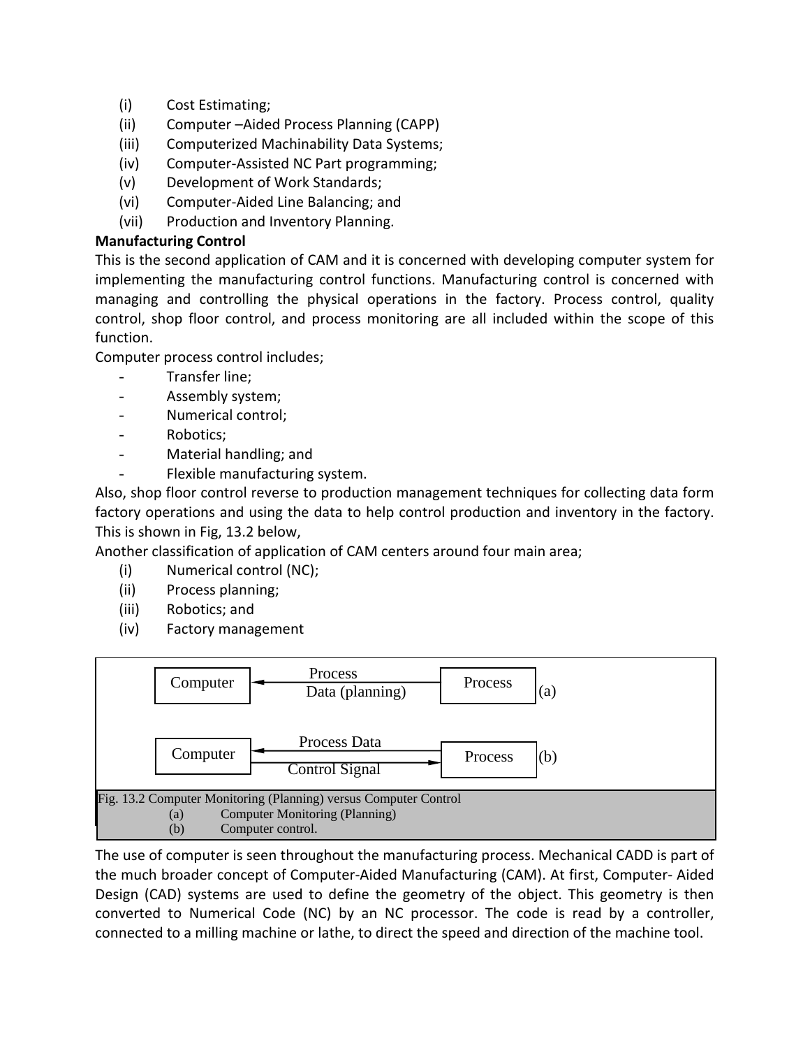(i) Cost Estimating;
(ii) Computer –Aided Process Planning (CAPP)
(iii) Computerized Machinability Data Systems;
(iv) Computer-Assisted NC Part programming;
(v) Development of Work Standards;
(vi) Computer-Aided Line Balancing; and
(vii) Production and Inventory Planning.

**Manufacturing Control**

This is the second application of CAM and it is concerned with developing computer system for implementing the manufacturing control functions. Manufacturing control is concerned with managing and controlling the physical operations in the factory. Process control, quality control, shop floor control, and process monitoring are all included within the scope of this function.

Computer process control includes;

- Transfer line;
- Assembly system;
- Numerical control;
- Robotics;
- Material handling; and
- Flexible manufacturing system.

Also, shop floor control reverse to production management techniques for collecting data form factory operations and using the data to help control production and inventory in the factory. This is shown in Fig, 13.2 below,

Another classification of application of CAM centers around four main area;

(i) Numerical control (NC);
(ii) Process planning;
(iii) Robotics; and
(iv) Factory management

Computer ← Process Data (planning) — Process (a)

Computer ← Process Data — Process; Computer — Control Signal → Process (b)

Fig. 13.2 Computer Monitoring (Planning) versus Computer Control
(a) Computer Monitoring (Planning)
(b) Computer control.

The use of computer is seen throughout the manufacturing process. Mechanical CADD is part of the much broader concept of Computer-Aided Manufacturing (CAM). At first, Computer- Aided Design (CAD) systems are used to define the geometry of the object. This geometry is then converted to Numerical Code (NC) by an NC processor. The code is read by a controller, connected to a milling machine or lathe, to direct the speed and direction of the machine tool.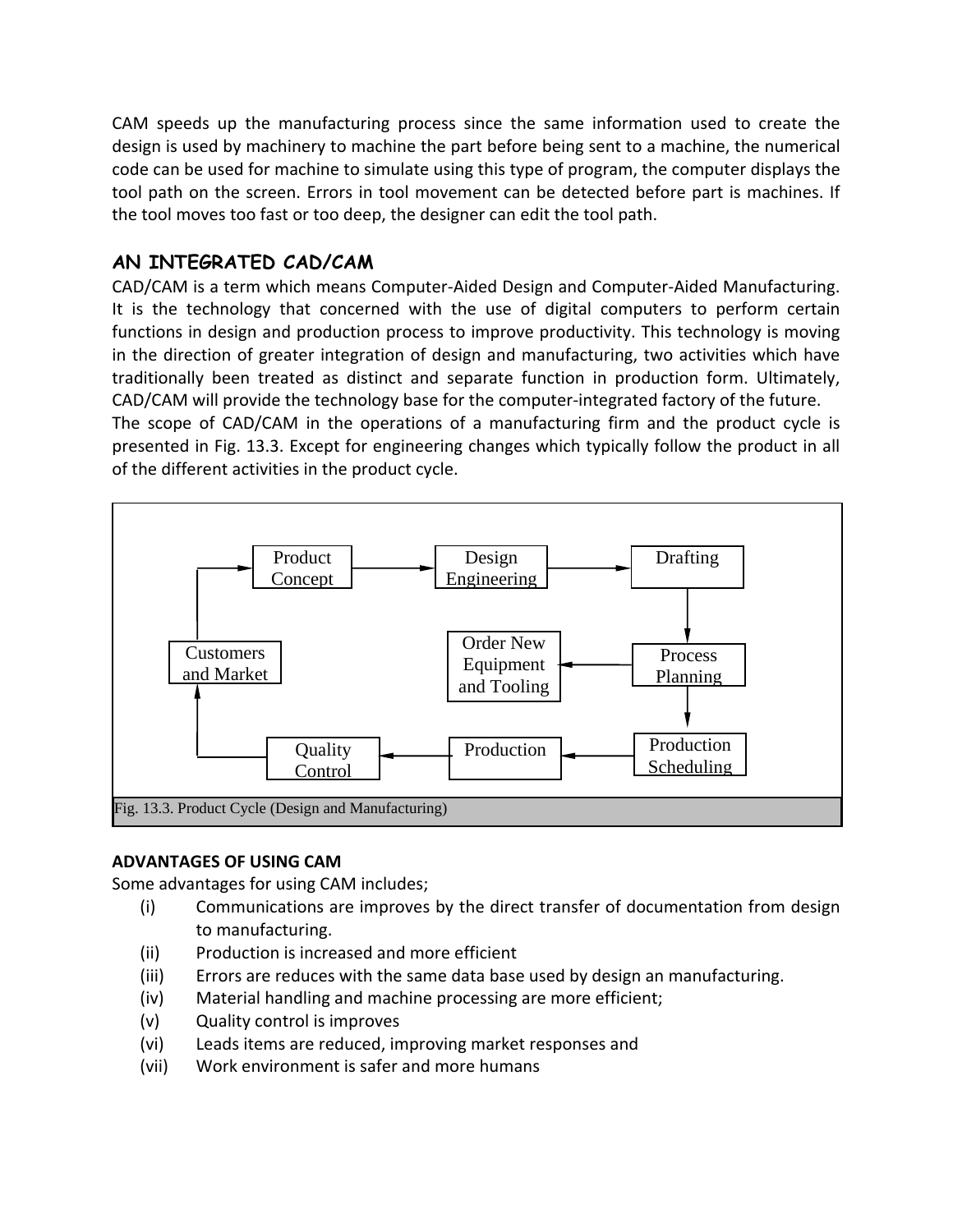CAM speeds up the manufacturing process since the same information used to create the design is used by machinery to machine the part before being sent to a machine, the numerical code can be used for machine to simulate using this type of program, the computer displays the tool path on the screen. Errors in tool movement can be detected before part is machines. If the tool moves too fast or too deep, the designer can edit the tool path.

## AN INTEGRATED CAD/CAM

CAD/CAM is a term which means Computer-Aided Design and Computer-Aided Manufacturing. It is the technology that concerned with the use of digital computers to perform certain functions in design and production process to improve productivity. This technology is moving in the direction of greater integration of design and manufacturing, two activities which have traditionally been treated as distinct and separate function in production form. Ultimately, CAD/CAM will provide the technology base for the computer-integrated factory of the future.

The scope of CAD/CAM in the operations of a manufacturing firm and the product cycle is presented in Fig. 13.3. Except for engineering changes which typically follow the product in all of the different activities in the product cycle.

Product Concept → Design Engineering → Drafting → Process Planning → Production Scheduling → Production → Quality Control → Customers and Market → Product Concept

Process Planning → Order New Equipment and Tooling

Fig. 13.3. Product Cycle (Design and Manufacturing)

### ADVANTAGES OF USING CAM

Some advantages for using CAM includes;

(i) Communications are improves by the direct transfer of documentation from design to manufacturing.
(ii) Production is increased and more efficient
(iii) Errors are reduces with the same data base used by design an manufacturing.
(iv) Material handling and machine processing are more efficient;
(v) Quality control is improves
(vi) Leads items are reduced, improving market responses and
(vii) Work environment is safer and more humans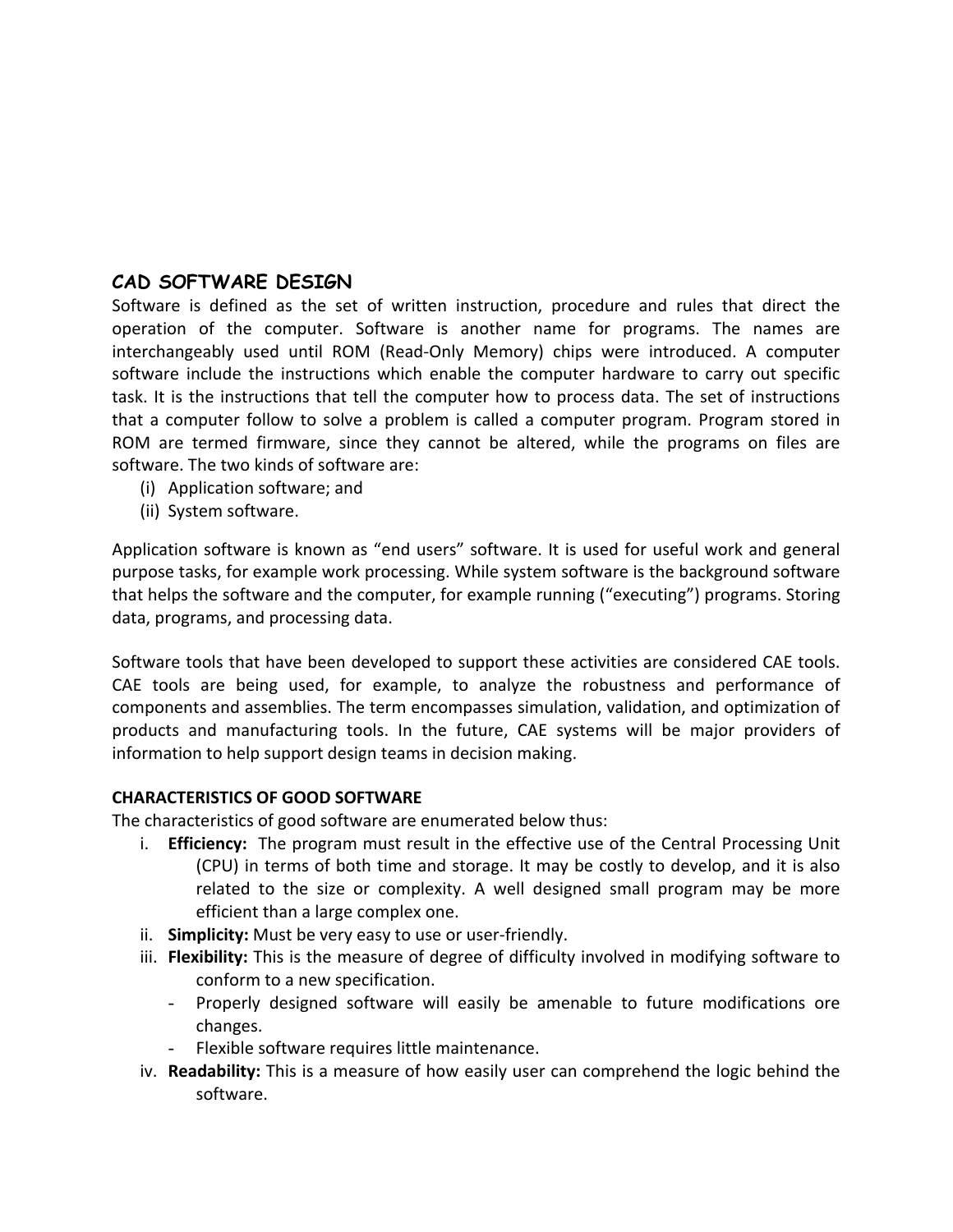## CAD SOFTWARE DESIGN

Software is defined as the set of written instruction, procedure and rules that direct the operation of the computer. Software is another name for programs. The names are interchangeably used until ROM (Read-Only Memory) chips were introduced. A computer software include the instructions which enable the computer hardware to carry out specific task. It is the instructions that tell the computer how to process data. The set of instructions that a computer follow to solve a problem is called a computer program. Program stored in ROM are termed firmware, since they cannot be altered, while the programs on files are software. The two kinds of software are:

(i) Application software; and
(ii) System software.

Application software is known as “end users” software. It is used for useful work and general purpose tasks, for example work processing. While system software is the background software that helps the software and the computer, for example running (“executing”) programs. Storing data, programs, and processing data.

Software tools that have been developed to support these activities are considered CAE tools. CAE tools are being used, for example, to analyze the robustness and performance of components and assemblies. The term encompasses simulation, validation, and optimization of products and manufacturing tools. In the future, CAE systems will be major providers of information to help support design teams in decision making.

### CHARACTERISTICS OF GOOD SOFTWARE

The characteristics of good software are enumerated below thus:

i. **Efficiency:** The program must result in the effective use of the Central Processing Unit (CPU) in terms of both time and storage. It may be costly to develop, and it is also related to the size or complexity. A well designed small program may be more efficient than a large complex one.
ii. **Simplicity:** Must be very easy to use or user-friendly.
iii. **Flexibility:** This is the measure of degree of difficulty involved in modifying software to conform to a new specification.
    - Properly designed software will easily be amenable to future modifications ore changes.
    - Flexible software requires little maintenance.
iv. **Readability:** This is a measure of how easily user can comprehend the logic behind the software.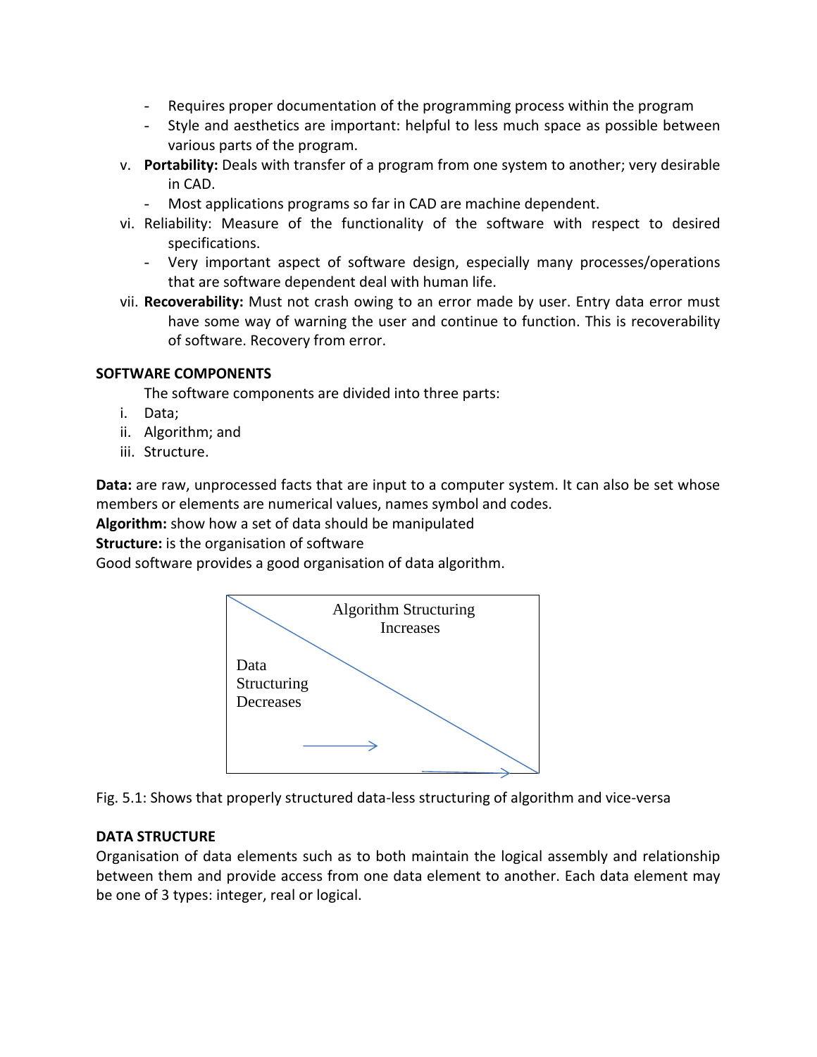- Requires proper documentation of the programming process within the program
- Style and aesthetics are important: helpful to less much space as possible between various parts of the program.

v. **Portability:** Deals with transfer of a program from one system to another; very desirable in CAD.
   - Most applications programs so far in CAD are machine dependent.

vi. Reliability: Measure of the functionality of the software with respect to desired specifications.
   - Very important aspect of software design, especially many processes/operations that are software dependent deal with human life.

vii. **Recoverability:** Must not crash owing to an error made by user. Entry data error must have some way of warning the user and continue to function. This is recoverability of software. Recovery from error.

**SOFTWARE COMPONENTS**

The software components are divided into three parts:

i. Data;
ii. Algorithm; and
iii. Structure.

**Data:** are raw, unprocessed facts that are input to a computer system. It can also be set whose members or elements are numerical values, names symbol and codes.

**Algorithm:** show how a set of data should be manipulated

**Structure:** is the organisation of software

Good software provides a good organisation of data algorithm.

Algorithm Structuring Increases

Data Structuring Decreases

Fig. 5.1: Shows that properly structured data-less structuring of algorithm and vice-versa

**DATA STRUCTURE**

Organisation of data elements such as to both maintain the logical assembly and relationship between them and provide access from one data element to another. Each data element may be one of 3 types: integer, real or logical.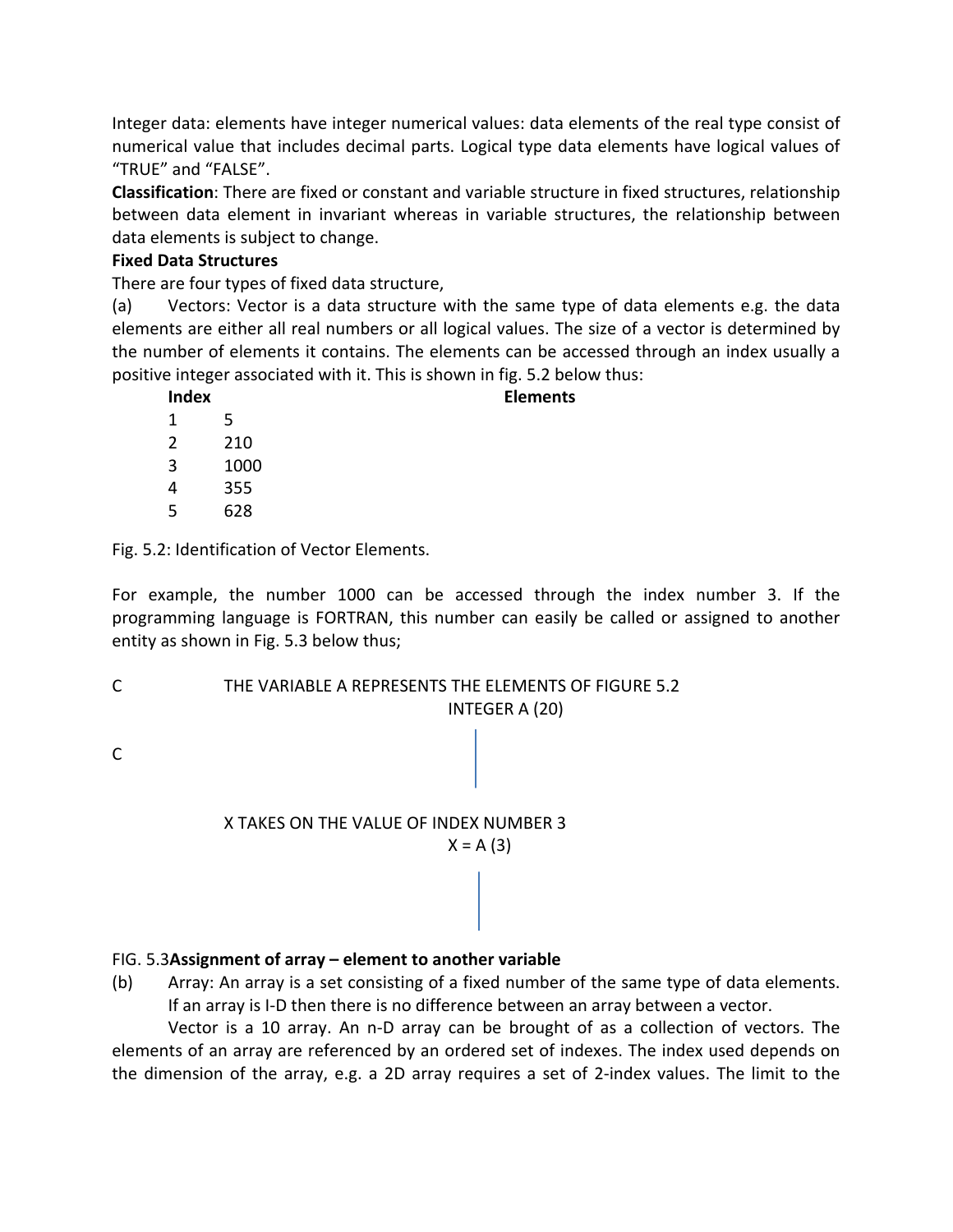Integer data: elements have integer numerical values: data elements of the real type consist of numerical value that includes decimal parts. Logical type data elements have logical values of "TRUE" and "FALSE".

**Classification**: There are fixed or constant and variable structure in fixed structures, relationship between data element in invariant whereas in variable structures, the relationship between data elements is subject to change.

**Fixed Data Structures**

There are four types of fixed data structure,

(a) Vectors: Vector is a data structure with the same type of data elements e.g. the data elements are either all real numbers or all logical values. The size of a vector is determined by the number of elements it contains. The elements can be accessed through an index usually a positive integer associated with it. This is shown in fig. 5.2 below thus:

| **Index** | **Elements** |
|---|---|
| 1 | 5 |
| 2 | 210 |
| 3 | 1000 |
| 4 | 355 |
| 5 | 628 |

Fig. 5.2: Identification of Vector Elements.

For example, the number 1000 can be accessed through the index number 3. If the programming language is FORTRAN, this number can easily be called or assigned to another entity as shown in Fig. 5.3 below thus;

```
C       THE VARIABLE A REPRESENTS THE ELEMENTS OF FIGURE 5.2
                    INTEGER A (20)

C

        X TAKES ON THE VALUE OF INDEX NUMBER 3
                    X = A (3)
```

FIG. 5.3 **Assignment of array – element to another variable**

(b) Array: An array is a set consisting of a fixed number of the same type of data elements. If an array is I-D then there is no difference between an array between a vector.

Vector is a 10 array. An n-D array can be brought of as a collection of vectors. The elements of an array are referenced by an ordered set of indexes. The index used depends on the dimension of the array, e.g. a 2D array requires a set of 2-index values. The limit to the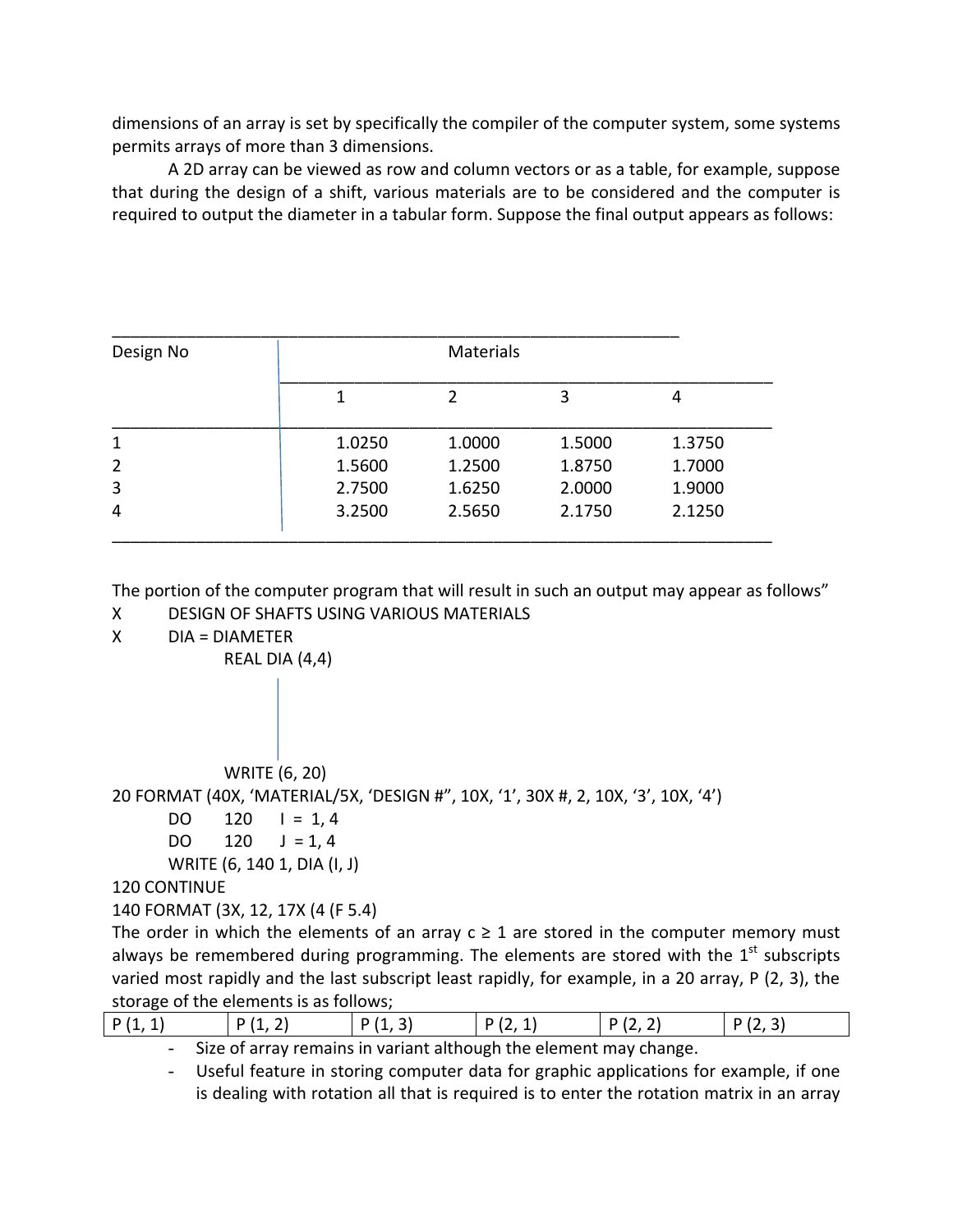dimensions of an array is set by specifically the compiler of the computer system, some systems permits arrays of more than 3 dimensions.

A 2D array can be viewed as row and column vectors or as a table, for example, suppose that during the design of a shift, various materials are to be considered and the computer is required to output the diameter in a tabular form. Suppose the final output appears as follows:

| Design No | Materials | | | |
|---|---|---|---|---|
| | 1 | 2 | 3 | 4 |
| 1 | 1.0250 | 1.0000 | 1.5000 | 1.3750 |
| 2 | 1.5600 | 1.2500 | 1.8750 | 1.7000 |
| 3 | 2.7500 | 1.6250 | 2.0000 | 1.9000 |
| 4 | 3.2500 | 2.5650 | 2.1750 | 2.1250 |

The portion of the computer program that will result in such an output may appear as follows"

```
X       DESIGN OF SHAFTS USING VARIOUS MATERIALS
X       DIA = DIAMETER
              REAL DIA (4,4)




              WRITE (6, 20)
20 FORMAT (40X, 'MATERIAL/5X, 'DESIGN #", 10X, '1', 30X #, 2, 10X, '3', 10X, '4')
        DO      120     I = 1, 4
        DO      120     J = 1, 4
        WRITE (6, 140 1, DIA (I, J)
120 CONTINUE
140 FORMAT (3X, 12, 17X (4 (F 5.4)
```

The order in which the elements of an array c ≥ 1 are stored in the computer memory must always be remembered during programming. The elements are stored with the 1st subscripts varied most rapidly and the last subscript least rapidly, for example, in a 20 array, P (2, 3), the storage of the elements is as follows;

| P (1, 1) | P (1, 2) | P (1, 3) | P (2, 1) | P (2, 2) | P (2, 3) |
|---|---|---|---|---|---|

- Size of array remains in variant although the element may change.
- Useful feature in storing computer data for graphic applications for example, if one is dealing with rotation all that is required is to enter the rotation matrix in an array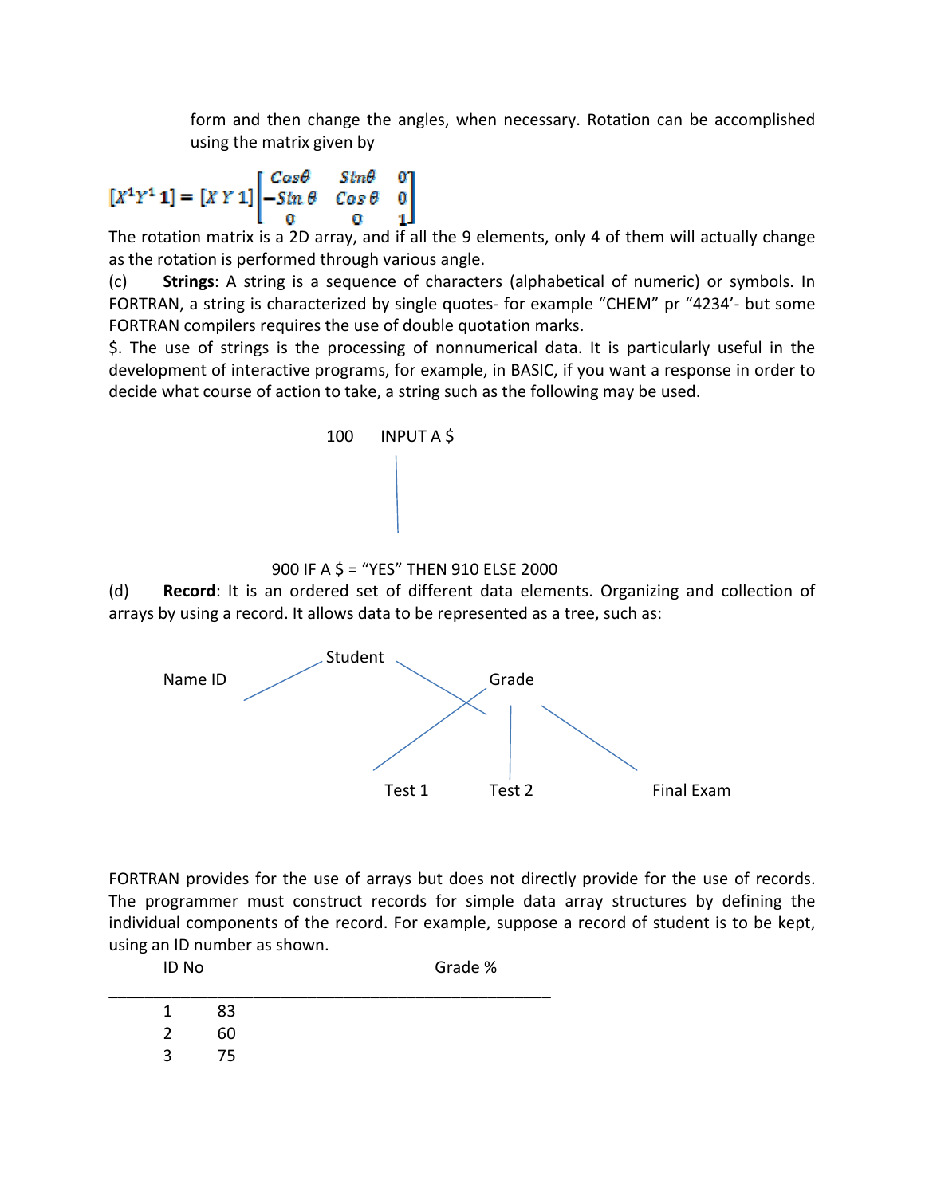form and then change the angles, when necessary. Rotation can be accomplished using the matrix given by

$$[X^1 Y^1 \ 1] = [X \ Y \ 1]\begin{bmatrix} Cos\theta & Sin\theta & 0 \\ -Sin\,\theta & Cos\,\theta & 0 \\ 0 & 0 & 1 \end{bmatrix}$$

The rotation matrix is a 2D array, and if all the 9 elements, only 4 of them will actually change as the rotation is performed through various angle.

(c) **Strings**: A string is a sequence of characters (alphabetical of numeric) or symbols. In FORTRAN, a string is characterized by single quotes- for example "CHEM" pr "4234'- but some FORTRAN compilers requires the use of double quotation marks.

$. The use of strings is the processing of nonnumerical data. It is particularly useful in the development of interactive programs, for example, in BASIC, if you want a response in order to decide what course of action to take, a string such as the following may be used.

```
100     INPUT A $
          |
          |
900 IF A $ = "YES" THEN 910 ELSE 2000
```

(d) **Record**: It is an ordered set of different data elements. Organizing and collection of arrays by using a record. It allows data to be represented as a tree, such as:

```
                Student
               /       \
        Name ID         Grade
                      /   |   \
                Test 1  Test 2  Final Exam
```

FORTRAN provides for the use of arrays but does not directly provide for the use of records. The programmer must construct records for simple data array structures by defining the individual components of the record. For example, suppose a record of student is to be kept, using an ID number as shown.

| ID No | Grade % |
|---|---|
| 1 | 83 |
| 2 | 60 |
| 3 | 75 |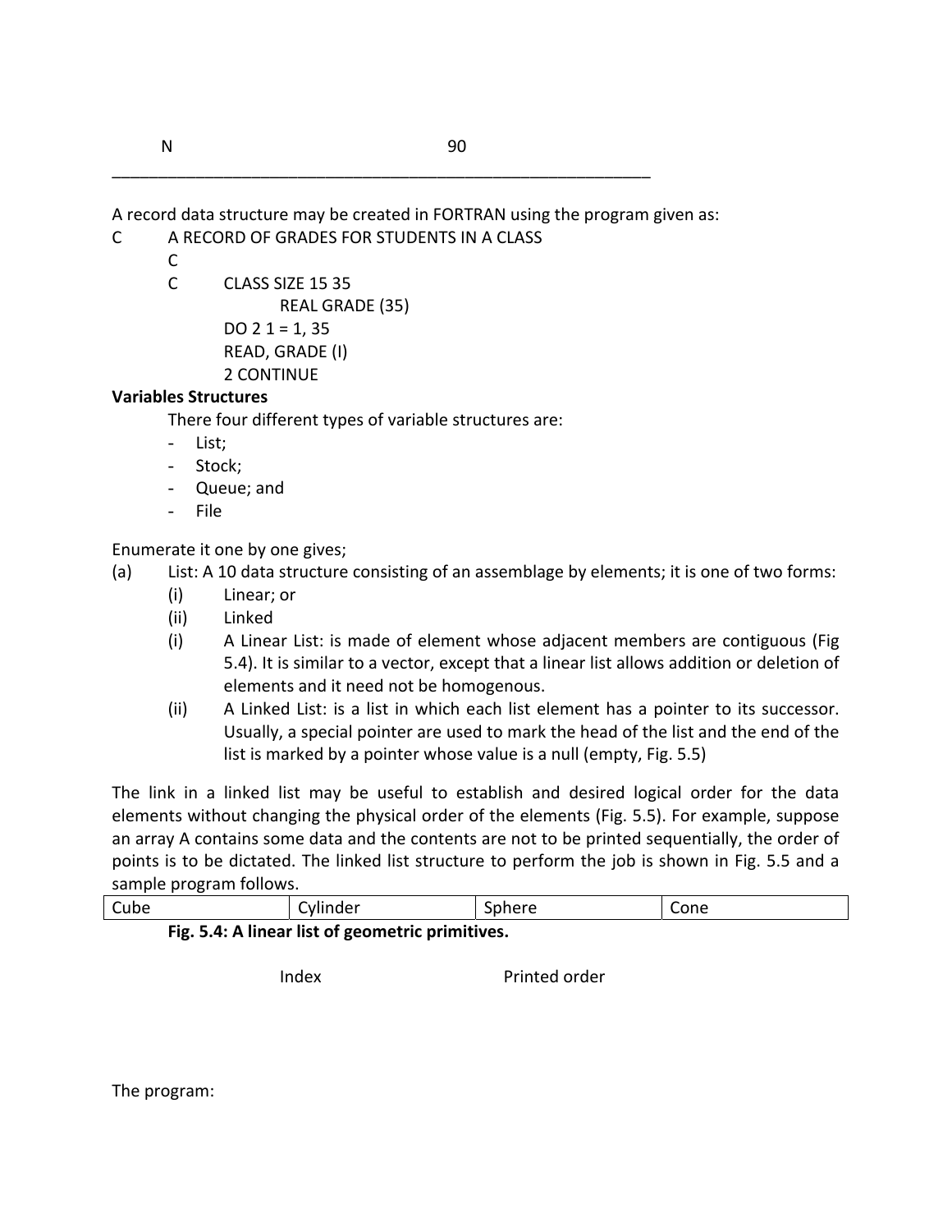| N | 90 |
|---|---|

A record data structure may be created in FORTRAN using the program given as:

```
C       A RECORD OF GRADES FOR STUDENTS IN A CLASS
        C
        C       CLASS SIZE 15 35
                        REAL GRADE (35)
                DO 2 1 = 1, 35
                READ, GRADE (I)
                2 CONTINUE
```

**Variables Structures**

There four different types of variable structures are:

- List;
- Stock;
- Queue; and
- File

Enumerate it one by one gives;

(a) List: A 10 data structure consisting of an assemblage by elements; it is one of two forms:
  (i) Linear; or
  (ii) Linked
  (i) A Linear List: is made of element whose adjacent members are contiguous (Fig 5.4). It is similar to a vector, except that a linear list allows addition or deletion of elements and it need not be homogenous.
  (ii) A Linked List: is a list in which each list element has a pointer to its successor. Usually, a special pointer are used to mark the head of the list and the end of the list is marked by a pointer whose value is a null (empty, Fig. 5.5)

The link in a linked list may be useful to establish and desired logical order for the data elements without changing the physical order of the elements (Fig. 5.5). For example, suppose an array A contains some data and the contents are not to be printed sequentially, the order of points is to be dictated. The linked list structure to perform the job is shown in Fig. 5.5 and a sample program follows.

| Cube | Cylinder | Sphere | Cone |
|---|---|---|---|

**Fig. 5.4: A linear list of geometric primitives.**

Index Printed order

The program: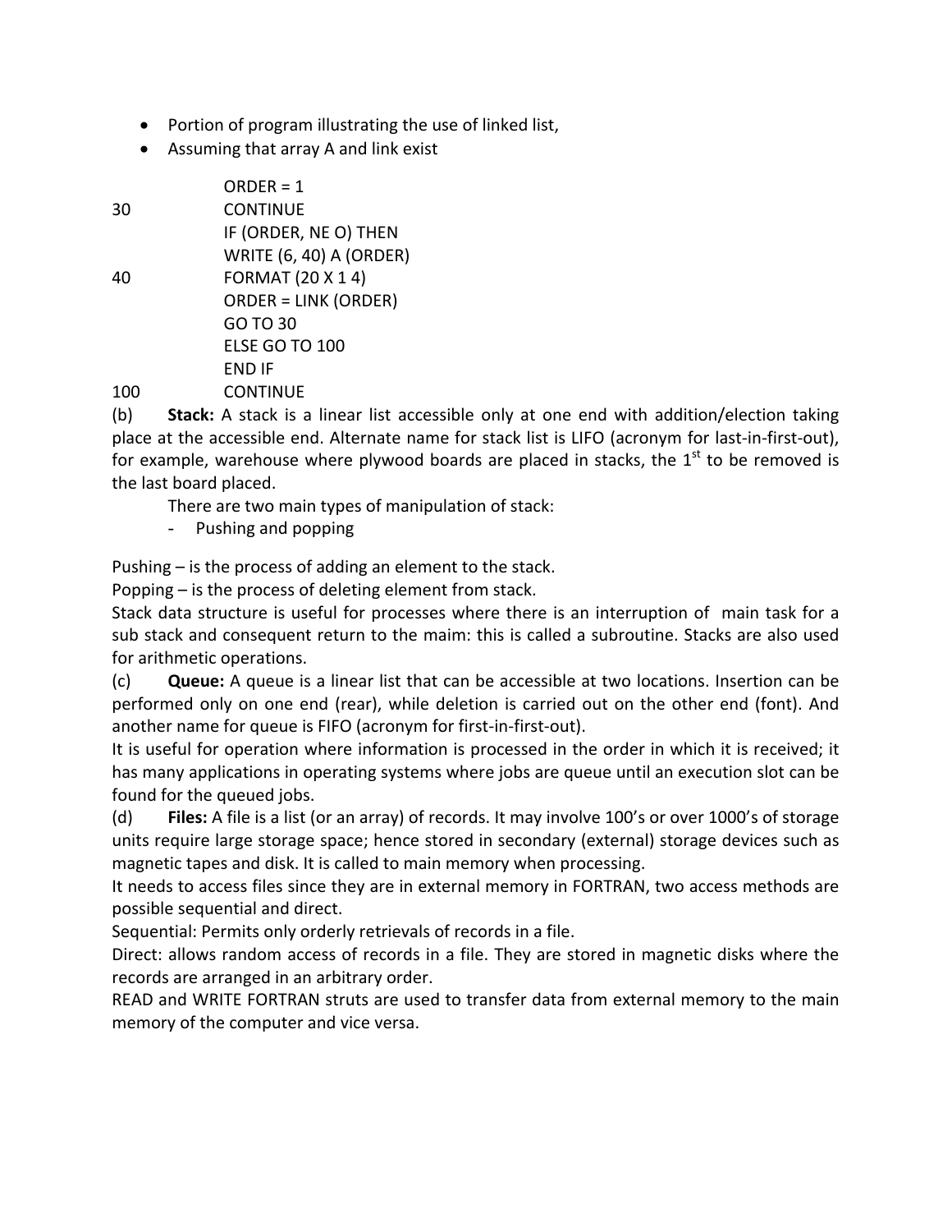- Portion of program illustrating the use of linked list,
- Assuming that array A and link exist

```
            ORDER = 1
30          CONTINUE
            IF (ORDER, NE O) THEN
            WRITE (6, 40) A (ORDER)
40          FORMAT (20 X 1 4)
            ORDER = LINK (ORDER)
            GO TO 30
            ELSE GO TO 100
            END IF
100         CONTINUE
```

(b) **Stack:** A stack is a linear list accessible only at one end with addition/election taking place at the accessible end. Alternate name for stack list is LIFO (acronym for last-in-first-out), for example, warehouse where plywood boards are placed in stacks, the 1st to be removed is the last board placed.

There are two main types of manipulation of stack:

- Pushing and popping

Pushing – is the process of adding an element to the stack.
Popping – is the process of deleting element from stack.
Stack data structure is useful for processes where there is an interruption of main task for a sub stack and consequent return to the maim: this is called a subroutine. Stacks are also used for arithmetic operations.

(c) **Queue:** A queue is a linear list that can be accessible at two locations. Insertion can be performed only on one end (rear), while deletion is carried out on the other end (font). And another name for queue is FIFO (acronym for first-in-first-out).
It is useful for operation where information is processed in the order in which it is received; it has many applications in operating systems where jobs are queue until an execution slot can be found for the queued jobs.

(d) **Files:** A file is a list (or an array) of records. It may involve 100's or over 1000's of storage units require large storage space; hence stored in secondary (external) storage devices such as magnetic tapes and disk. It is called to main memory when processing.
It needs to access files since they are in external memory in FORTRAN, two access methods are possible sequential and direct.
Sequential: Permits only orderly retrievals of records in a file.
Direct: allows random access of records in a file. They are stored in magnetic disks where the records are arranged in an arbitrary order.
READ and WRITE FORTRAN struts are used to transfer data from external memory to the main memory of the computer and vice versa.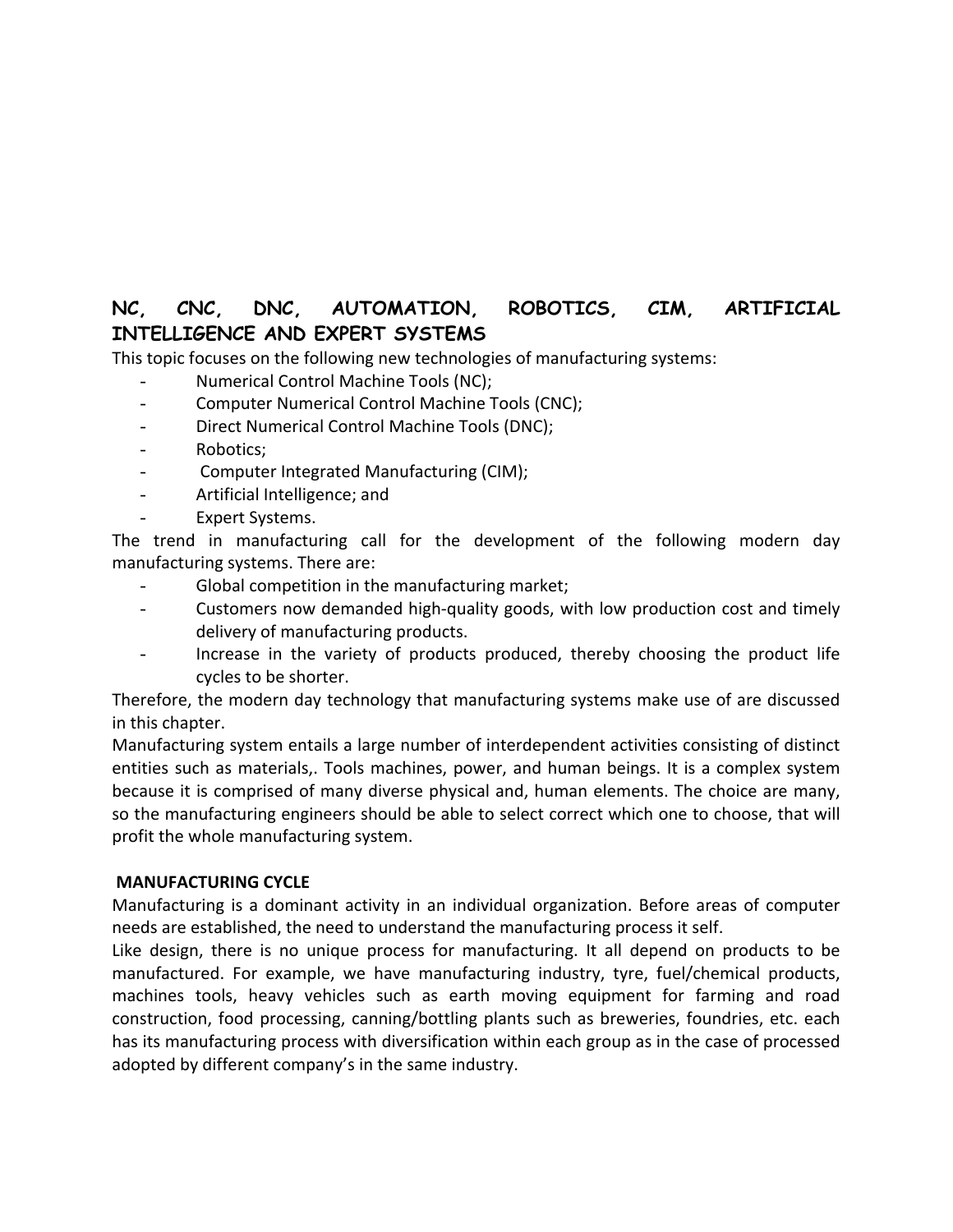## NC, CNC, DNC, AUTOMATION, ROBOTICS, CIM, ARTIFICIAL INTELLIGENCE AND EXPERT SYSTEMS

This topic focuses on the following new technologies of manufacturing systems:

- Numerical Control Machine Tools (NC);
- Computer Numerical Control Machine Tools (CNC);
- Direct Numerical Control Machine Tools (DNC);
- Robotics;
- Computer Integrated Manufacturing (CIM);
- Artificial Intelligence; and
- Expert Systems.

The trend in manufacturing call for the development of the following modern day manufacturing systems. There are:

- Global competition in the manufacturing market;
- Customers now demanded high-quality goods, with low production cost and timely delivery of manufacturing products.
- Increase in the variety of products produced, thereby choosing the product life cycles to be shorter.

Therefore, the modern day technology that manufacturing systems make use of are discussed in this chapter.

Manufacturing system entails a large number of interdependent activities consisting of distinct entities such as materials,. Tools machines, power, and human beings. It is a complex system because it is comprised of many diverse physical and, human elements. The choice are many, so the manufacturing engineers should be able to select correct which one to choose, that will profit the whole manufacturing system.

### MANUFACTURING CYCLE

Manufacturing is a dominant activity in an individual organization. Before areas of computer needs are established, the need to understand the manufacturing process it self.

Like design, there is no unique process for manufacturing. It all depend on products to be manufactured. For example, we have manufacturing industry, tyre, fuel/chemical products, machines tools, heavy vehicles such as earth moving equipment for farming and road construction, food processing, canning/bottling plants such as breweries, foundries, etc. each has its manufacturing process with diversification within each group as in the case of processed adopted by different company's in the same industry.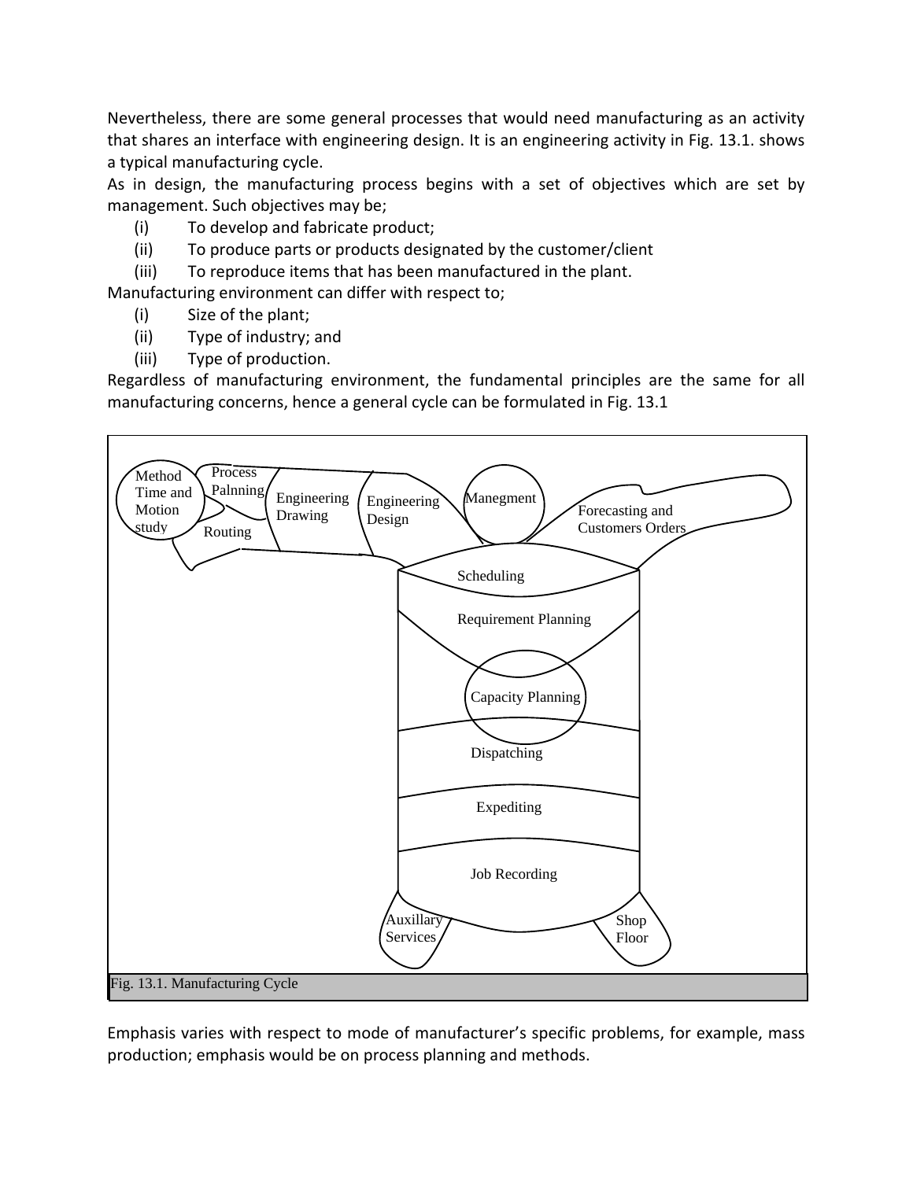Nevertheless, there are some general processes that would need manufacturing as an activity that shares an interface with engineering design. It is an engineering activity in Fig. 13.1. shows a typical manufacturing cycle.

As in design, the manufacturing process begins with a set of objectives which are set by management. Such objectives may be;

(i) To develop and fabricate product;
(ii) To produce parts or products designated by the customer/client
(iii) To reproduce items that has been manufactured in the plant.

Manufacturing environment can differ with respect to;

(i) Size of the plant;
(ii) Type of industry; and
(iii) Type of production.

Regardless of manufacturing environment, the fundamental principles are the same for all manufacturing concerns, hence a general cycle can be formulated in Fig. 13.1

Method Time and Motion study

Process Palnning

Routing

Engineering Drawing

Engineering Design

Manegment

Forecasting and Customers Orders

Scheduling

Requirement Planning

Capacity Planning

Dispatching

Expediting

Job Recording

Auxillary Services

Shop Floor

Fig. 13.1. Manufacturing Cycle

Emphasis varies with respect to mode of manufacturer's specific problems, for example, mass production; emphasis would be on process planning and methods.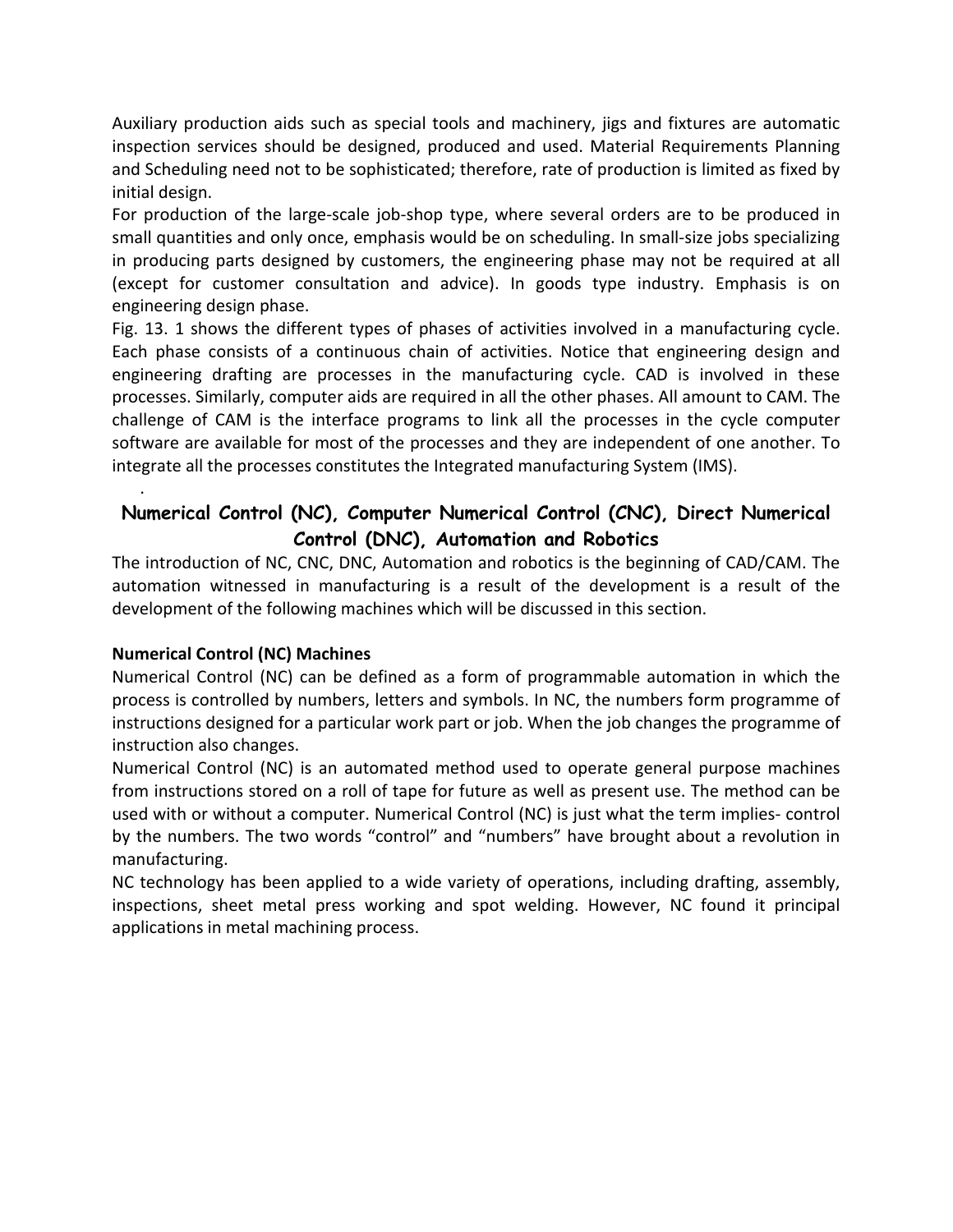Auxiliary production aids such as special tools and machinery, jigs and fixtures are automatic inspection services should be designed, produced and used. Material Requirements Planning and Scheduling need not to be sophisticated; therefore, rate of production is limited as fixed by initial design.

For production of the large-scale job-shop type, where several orders are to be produced in small quantities and only once, emphasis would be on scheduling. In small-size jobs specializing in producing parts designed by customers, the engineering phase may not be required at all (except for customer consultation and advice). In goods type industry. Emphasis is on engineering design phase.

Fig. 13. 1 shows the different types of phases of activities involved in a manufacturing cycle. Each phase consists of a continuous chain of activities. Notice that engineering design and engineering drafting are processes in the manufacturing cycle. CAD is involved in these processes. Similarly, computer aids are required in all the other phases. All amount to CAM. The challenge of CAM is the interface programs to link all the processes in the cycle computer software are available for most of the processes and they are independent of one another. To integrate all the processes constitutes the Integrated manufacturing System (IMS).

## Numerical Control (NC), Computer Numerical Control (CNC), Direct Numerical Control (DNC), Automation and Robotics

The introduction of NC, CNC, DNC, Automation and robotics is the beginning of CAD/CAM. The automation witnessed in manufacturing is a result of the development is a result of the development of the following machines which will be discussed in this section.

### Numerical Control (NC) Machines

Numerical Control (NC) can be defined as a form of programmable automation in which the process is controlled by numbers, letters and symbols. In NC, the numbers form programme of instructions designed for a particular work part or job. When the job changes the programme of instruction also changes.

Numerical Control (NC) is an automated method used to operate general purpose machines from instructions stored on a roll of tape for future as well as present use. The method can be used with or without a computer. Numerical Control (NC) is just what the term implies- control by the numbers. The two words "control" and "numbers" have brought about a revolution in manufacturing.

NC technology has been applied to a wide variety of operations, including drafting, assembly, inspections, sheet metal press working and spot welding. However, NC found it principal applications in metal machining process.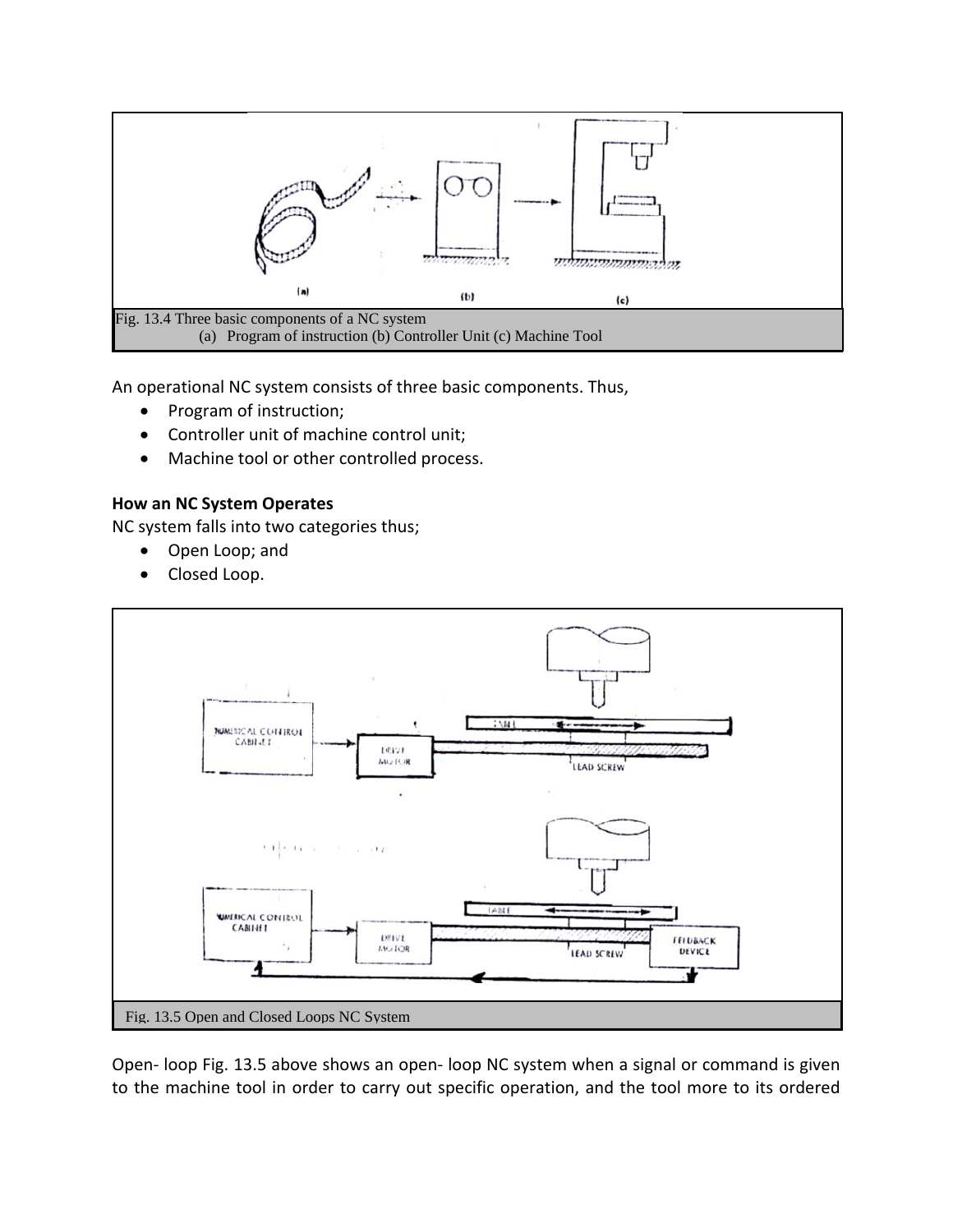Fig. 13.4 Three basic components of a NC system
(a) Program of instruction (b) Controller Unit (c) Machine Tool

An operational NC system consists of three basic components. Thus,

- Program of instruction;
- Controller unit of machine control unit;
- Machine tool or other controlled process.

**How an NC System Operates**

NC system falls into two categories thus;

- Open Loop; and
- Closed Loop.

Fig. 13.5 Open and Closed Loops NC System

Open- loop Fig. 13.5 above shows an open- loop NC system when a signal or command is given to the machine tool in order to carry out specific operation, and the tool more to its ordered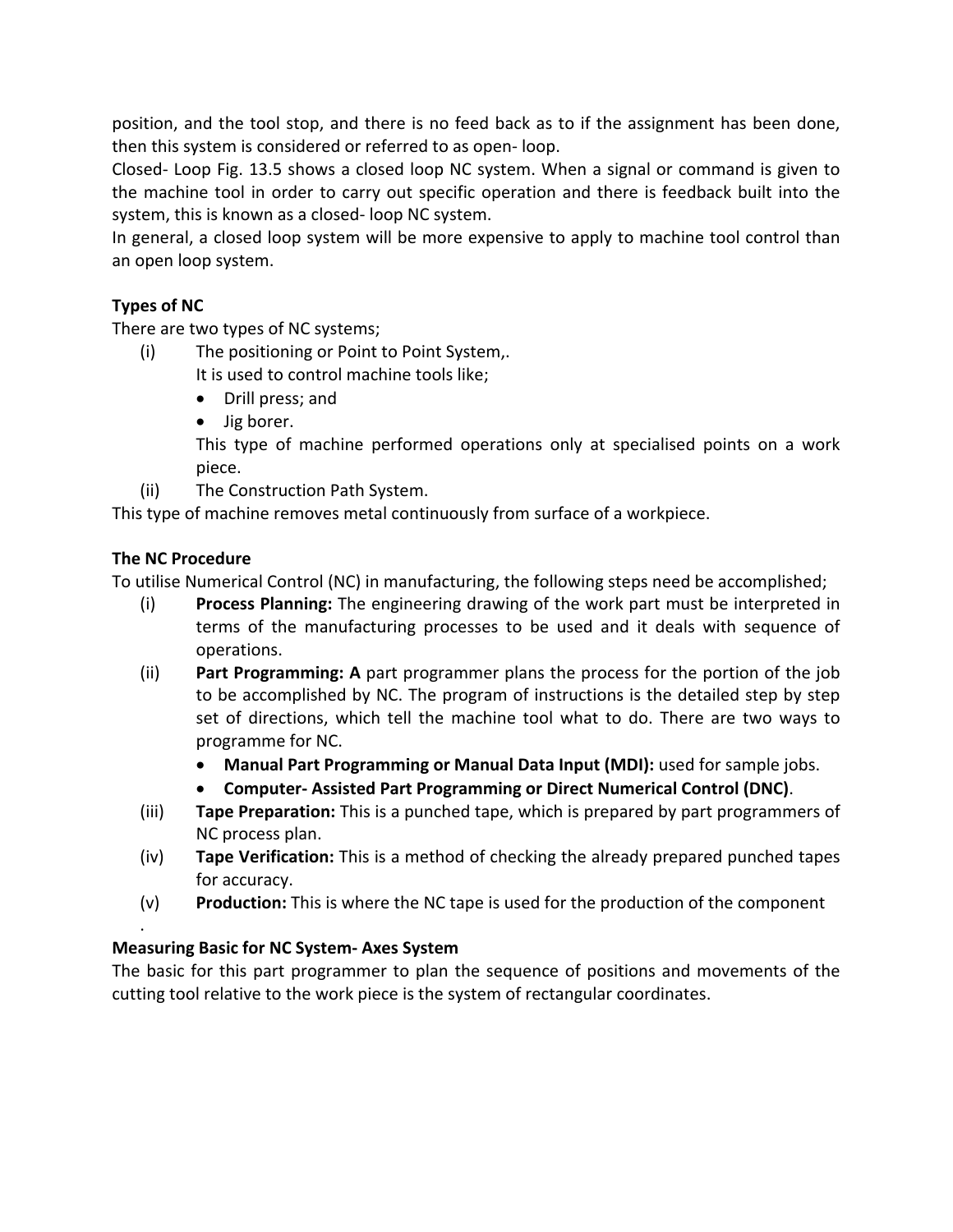position, and the tool stop, and there is no feed back as to if the assignment has been done, then this system is considered or referred to as open- loop.

Closed- Loop Fig. 13.5 shows a closed loop NC system. When a signal or command is given to the machine tool in order to carry out specific operation and there is feedback built into the system, this is known as a closed- loop NC system.

In general, a closed loop system will be more expensive to apply to machine tool control than an open loop system.

**Types of NC**

There are two types of NC systems;

(i) The positioning or Point to Point System,.
   It is used to control machine tools like;
   - Drill press; and
   - Jig borer.

   This type of machine performed operations only at specialised points on a work piece.

(ii) The Construction Path System.

This type of machine removes metal continuously from surface of a workpiece.

**The NC Procedure**

To utilise Numerical Control (NC) in manufacturing, the following steps need be accomplished;

(i) **Process Planning:** The engineering drawing of the work part must be interpreted in terms of the manufacturing processes to be used and it deals with sequence of operations.

(ii) **Part Programming: A** part programmer plans the process for the portion of the job to be accomplished by NC. The program of instructions is the detailed step by step set of directions, which tell the machine tool what to do. There are two ways to programme for NC.
   - **Manual Part Programming or Manual Data Input (MDI):** used for sample jobs.
   - **Computer- Assisted Part Programming or Direct Numerical Control (DNC)**.

(iii) **Tape Preparation:** This is a punched tape, which is prepared by part programmers of NC process plan.

(iv) **Tape Verification:** This is a method of checking the already prepared punched tapes for accuracy.

(v) **Production:** This is where the NC tape is used for the production of the component

.

**Measuring Basic for NC System- Axes System**

The basic for this part programmer to plan the sequence of positions and movements of the cutting tool relative to the work piece is the system of rectangular coordinates.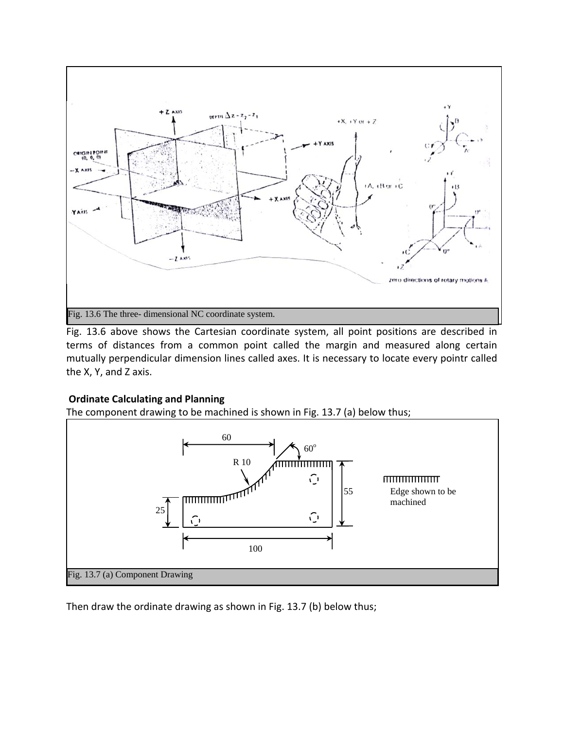Fig. 13.6 The three- dimensional NC coordinate system.

Fig. 13.6 above shows the Cartesian coordinate system, all point positions are described in terms of distances from a common point called the margin and measured along certain mutually perpendicular dimension lines called axes. It is necessary to locate every pointr called the X, Y, and Z axis.

**Ordinate Calculating and Planning**

The component drawing to be machined is shown in Fig. 13.7 (a) below thus;

Fig. 13.7 (a) Component Drawing

Then draw the ordinate drawing as shown in Fig. 13.7 (b) below thus;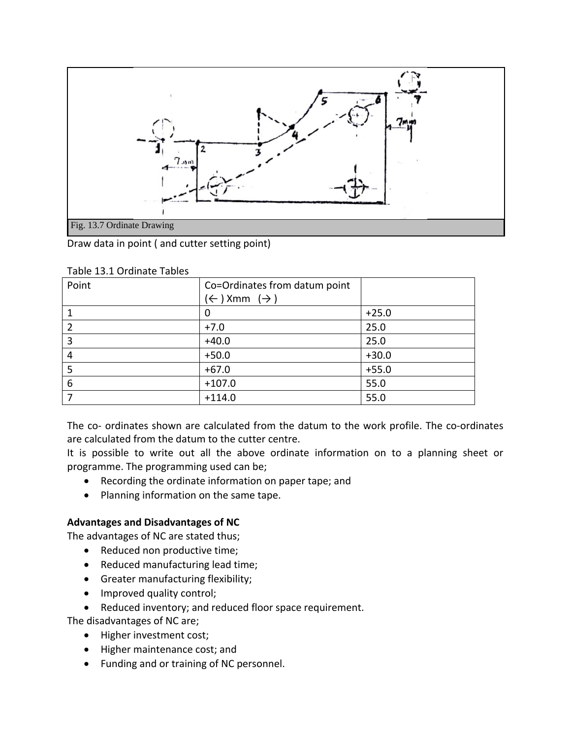Fig. 13.7 Ordinate Drawing

Draw data in point ( and cutter setting point)

Table 13.1 Ordinate Tables

| Point | Co=Ordinates from datum point (← ) Xmm (→ ) | |
|---|---|---|
| 1 | 0 | +25.0 |
| 2 | +7.0 | 25.0 |
| 3 | +40.0 | 25.0 |
| 4 | +50.0 | +30.0 |
| 5 | +67.0 | +55.0 |
| 6 | +107.0 | 55.0 |
| 7 | +114.0 | 55.0 |

The co- ordinates shown are calculated from the datum to the work profile. The co-ordinates are calculated from the datum to the cutter centre.

It is possible to write out all the above ordinate information on to a planning sheet or programme. The programming used can be;

- Recording the ordinate information on paper tape; and
- Planning information on the same tape.

**Advantages and Disadvantages of NC**

The advantages of NC are stated thus;

- Reduced non productive time;
- Reduced manufacturing lead time;
- Greater manufacturing flexibility;
- Improved quality control;
- Reduced inventory; and reduced floor space requirement.

The disadvantages of NC are;

- Higher investment cost;
- Higher maintenance cost; and
- Funding and or training of NC personnel.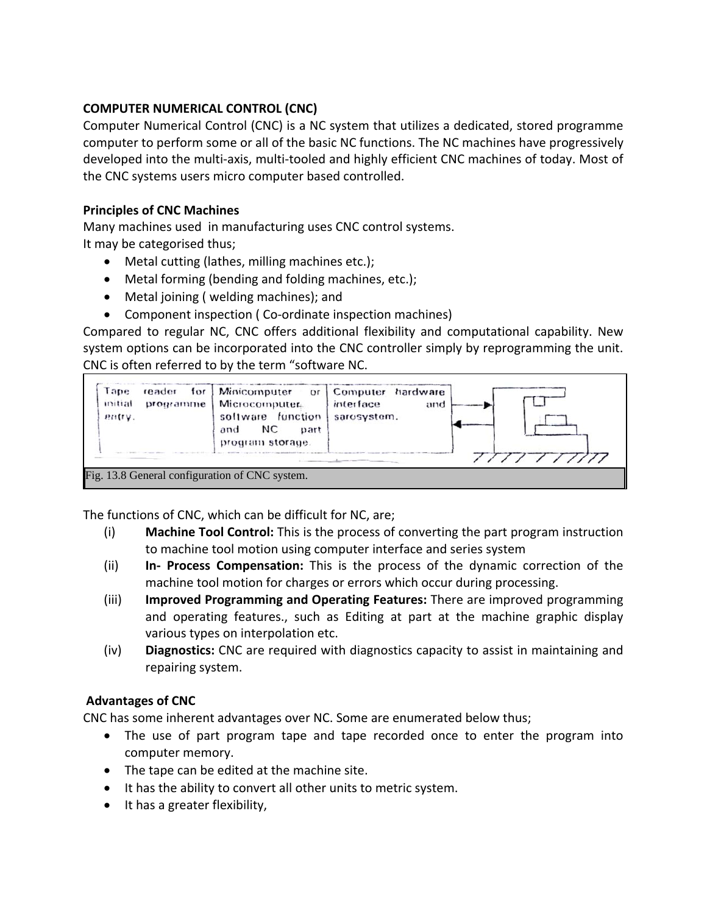**COMPUTER NUMERICAL CONTROL (CNC)**

Computer Numerical Control (CNC) is a NC system that utilizes a dedicated, stored programme computer to perform some or all of the basic NC functions. The NC machines have progressively developed into the multi-axis, multi-tooled and highly efficient CNC machines of today. Most of the CNC systems users micro computer based controlled.

**Principles of CNC Machines**

Many machines used in manufacturing uses CNC control systems.
It may be categorised thus;

- Metal cutting (lathes, milling machines etc.);
- Metal forming (bending and folding machines, etc.);
- Metal joining ( welding machines); and
- Component inspection ( Co-ordinate inspection machines)

Compared to regular NC, CNC offers additional flexibility and computational capability. New system options can be incorporated into the CNC controller simply by reprogramming the unit. CNC is often referred to by the term "software NC.

| Tape reader for initial programme entry. | Minicomputer or Microcomputer. software function and NC part program storage. | Computer hardware interface and sarosystem. |
|---|---|---|

Fig. 13.8 General configuration of CNC system.

The functions of CNC, which can be difficult for NC, are;

(i) **Machine Tool Control:** This is the process of converting the part program instruction to machine tool motion using computer interface and series system

(ii) **In- Process Compensation:** This is the process of the dynamic correction of the machine tool motion for charges or errors which occur during processing.

(iii) **Improved Programming and Operating Features:** There are improved programming and operating features., such as Editing at part at the machine graphic display various types on interpolation etc.

(iv) **Diagnostics:** CNC are required with diagnostics capacity to assist in maintaining and repairing system.

**Advantages of CNC**

CNC has some inherent advantages over NC. Some are enumerated below thus;

- The use of part program tape and tape recorded once to enter the program into computer memory.
- The tape can be edited at the machine site.
- It has the ability to convert all other units to metric system.
- It has a greater flexibility,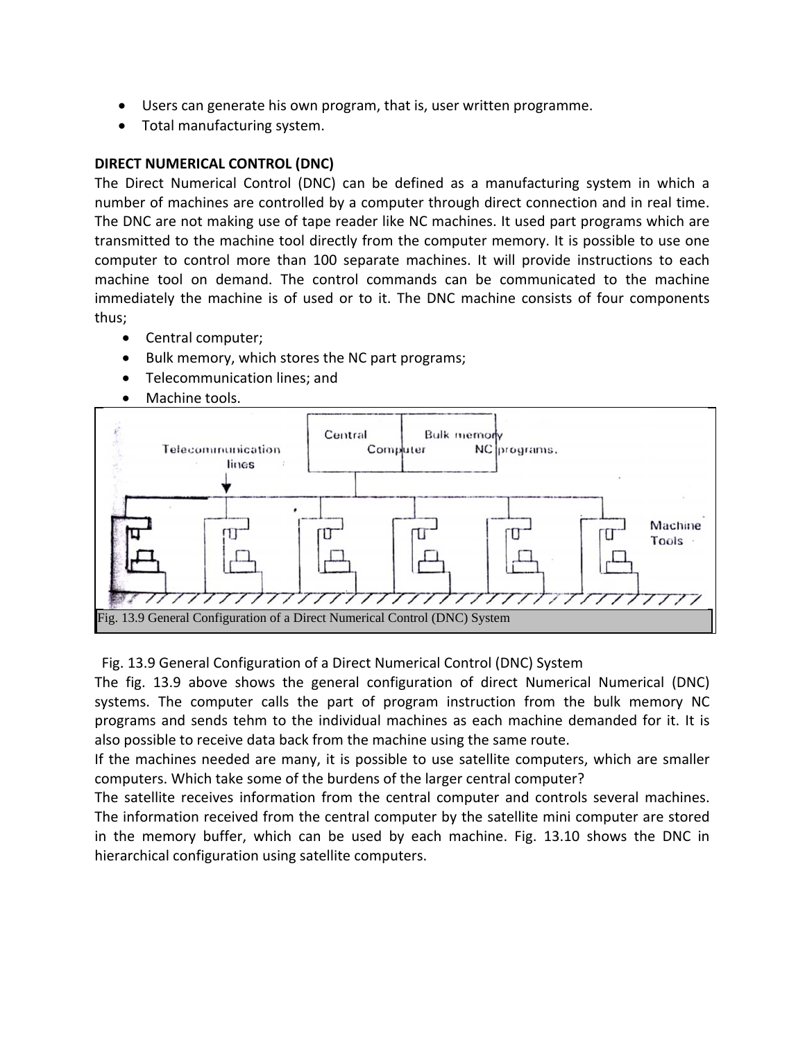- Users can generate his own program, that is, user written programme.
- Total manufacturing system.

**DIRECT NUMERICAL CONTROL (DNC)**

The Direct Numerical Control (DNC) can be defined as a manufacturing system in which a number of machines are controlled by a computer through direct connection and in real time. The DNC are not making use of tape reader like NC machines. It used part programs which are transmitted to the machine tool directly from the computer memory. It is possible to use one computer to control more than 100 separate machines. It will provide instructions to each machine tool on demand. The control commands can be communicated to the machine immediately the machine is of used or to it. The DNC machine consists of four components thus;

- Central computer;
- Bulk memory, which stores the NC part programs;
- Telecommunication lines; and
- Machine tools.

Fig. 13.9 General Configuration of a Direct Numerical Control (DNC) System

Fig. 13.9 General Configuration of a Direct Numerical Control (DNC) System

The fig. 13.9 above shows the general configuration of direct Numerical Numerical (DNC) systems. The computer calls the part of program instruction from the bulk memory NC programs and sends tehm to the individual machines as each machine demanded for it. It is also possible to receive data back from the machine using the same route.

If the machines needed are many, it is possible to use satellite computers, which are smaller computers. Which take some of the burdens of the larger central computer?

The satellite receives information from the central computer and controls several machines. The information received from the central computer by the satellite mini computer are stored in the memory buffer, which can be used by each machine. Fig. 13.10 shows the DNC in hierarchical configuration using satellite computers.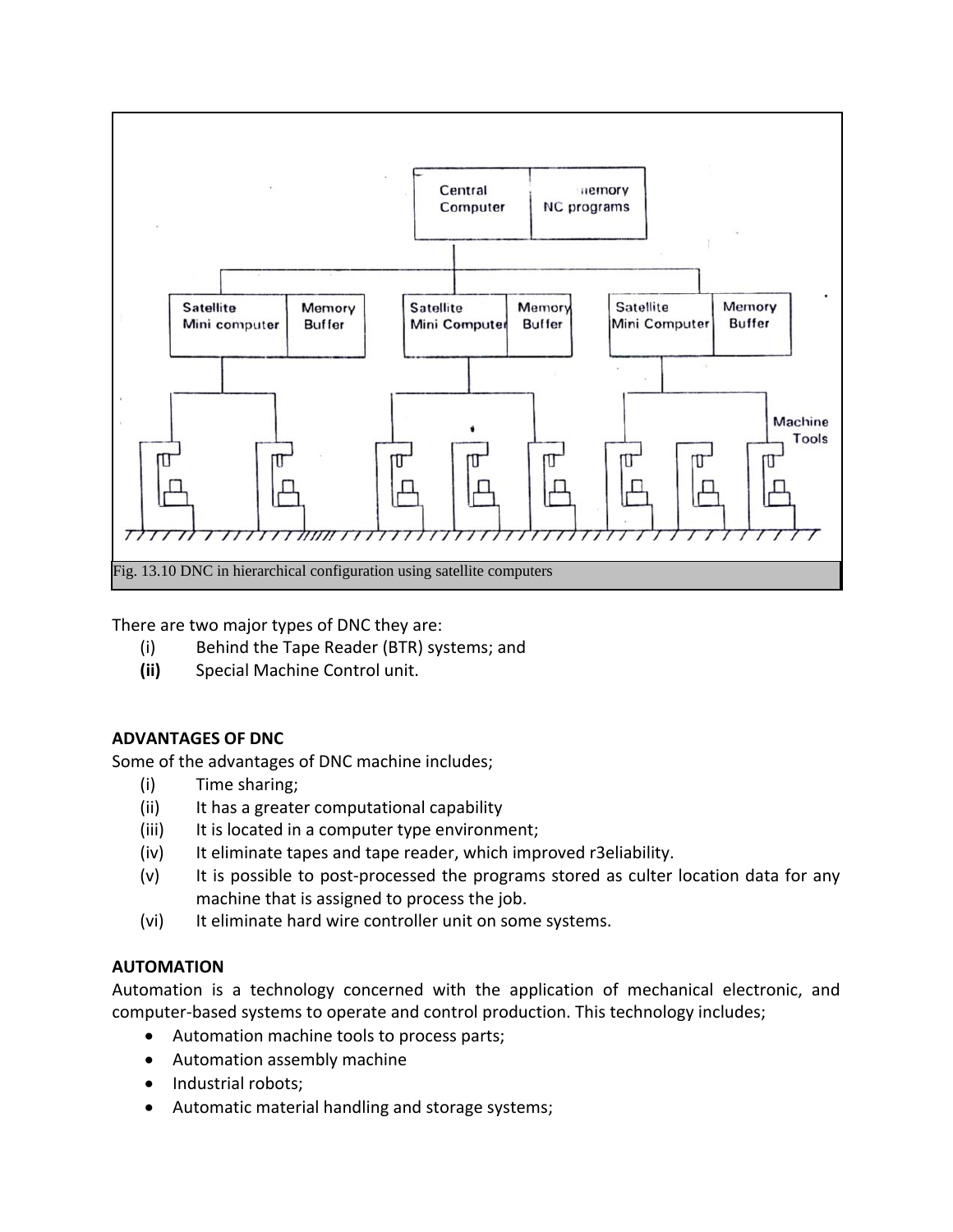Fig. 13.10 DNC in hierarchical configuration using satellite computers

There are two major types of DNC they are:

(i) Behind the Tape Reader (BTR) systems; and
**(ii)** Special Machine Control unit.

**ADVANTAGES OF DNC**

Some of the advantages of DNC machine includes;

(i) Time sharing;
(ii) It has a greater computational capability
(iii) It is located in a computer type environment;
(iv) It eliminate tapes and tape reader, which improved r3eliability.
(v) It is possible to post-processed the programs stored as culter location data for any machine that is assigned to process the job.
(vi) It eliminate hard wire controller unit on some systems.

**AUTOMATION**

Automation is a technology concerned with the application of mechanical electronic, and computer-based systems to operate and control production. This technology includes;

- Automation machine tools to process parts;
- Automation assembly machine
- Industrial robots;
- Automatic material handling and storage systems;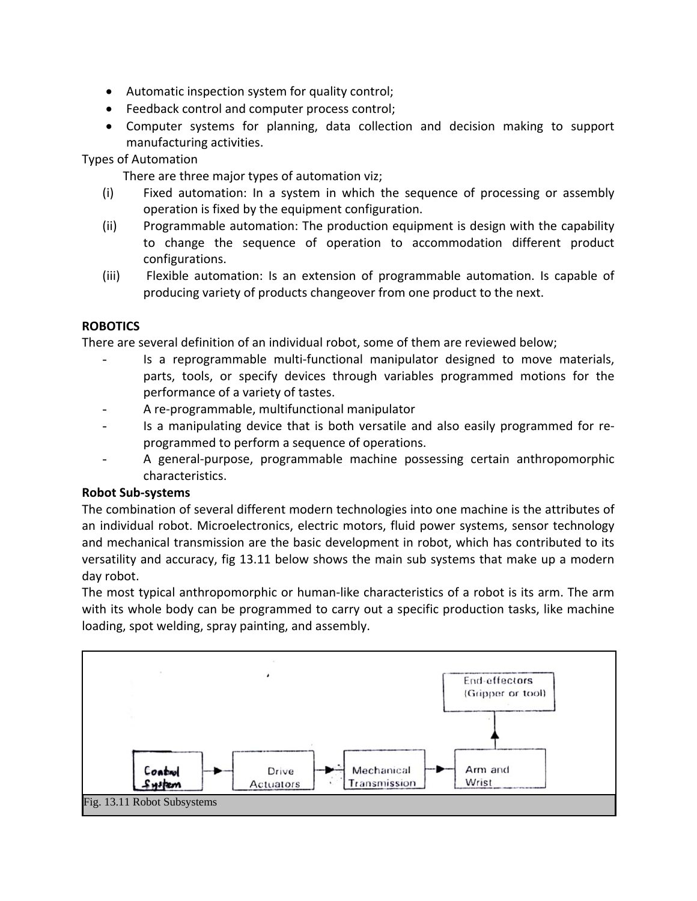- Automatic inspection system for quality control;
- Feedback control and computer process control;
- Computer systems for planning, data collection and decision making to support manufacturing activities.

Types of Automation

There are three major types of automation viz;

(i) Fixed automation: In a system in which the sequence of processing or assembly operation is fixed by the equipment configuration.

(ii) Programmable automation: The production equipment is design with the capability to change the sequence of operation to accommodation different product configurations.

(iii) Flexible automation: Is an extension of programmable automation. Is capable of producing variety of products changeover from one product to the next.

**ROBOTICS**

There are several definition of an individual robot, some of them are reviewed below;

- Is a reprogrammable multi-functional manipulator designed to move materials, parts, tools, or specify devices through variables programmed motions for the performance of a variety of tastes.
- A re-programmable, multifunctional manipulator
- Is a manipulating device that is both versatile and also easily programmed for re-programmed to perform a sequence of operations.
- A general-purpose, programmable machine possessing certain anthropomorphic characteristics.

**Robot Sub-systems**

The combination of several different modern technologies into one machine is the attributes of an individual robot. Microelectronics, electric motors, fluid power systems, sensor technology and mechanical transmission are the basic development in robot, which has contributed to its versatility and accuracy, fig 13.11 below shows the main sub systems that make up a modern day robot.

The most typical anthropomorphic or human-like characteristics of a robot is its arm. The arm with its whole body can be programmed to carry out a specific production tasks, like machine loading, spot welding, spray painting, and assembly.

Control System → Drive Actuators → Mechanical Transmission → Arm and Wrist → End-effectors (Gripper or tool)

Fig. 13.11 Robot Subsystems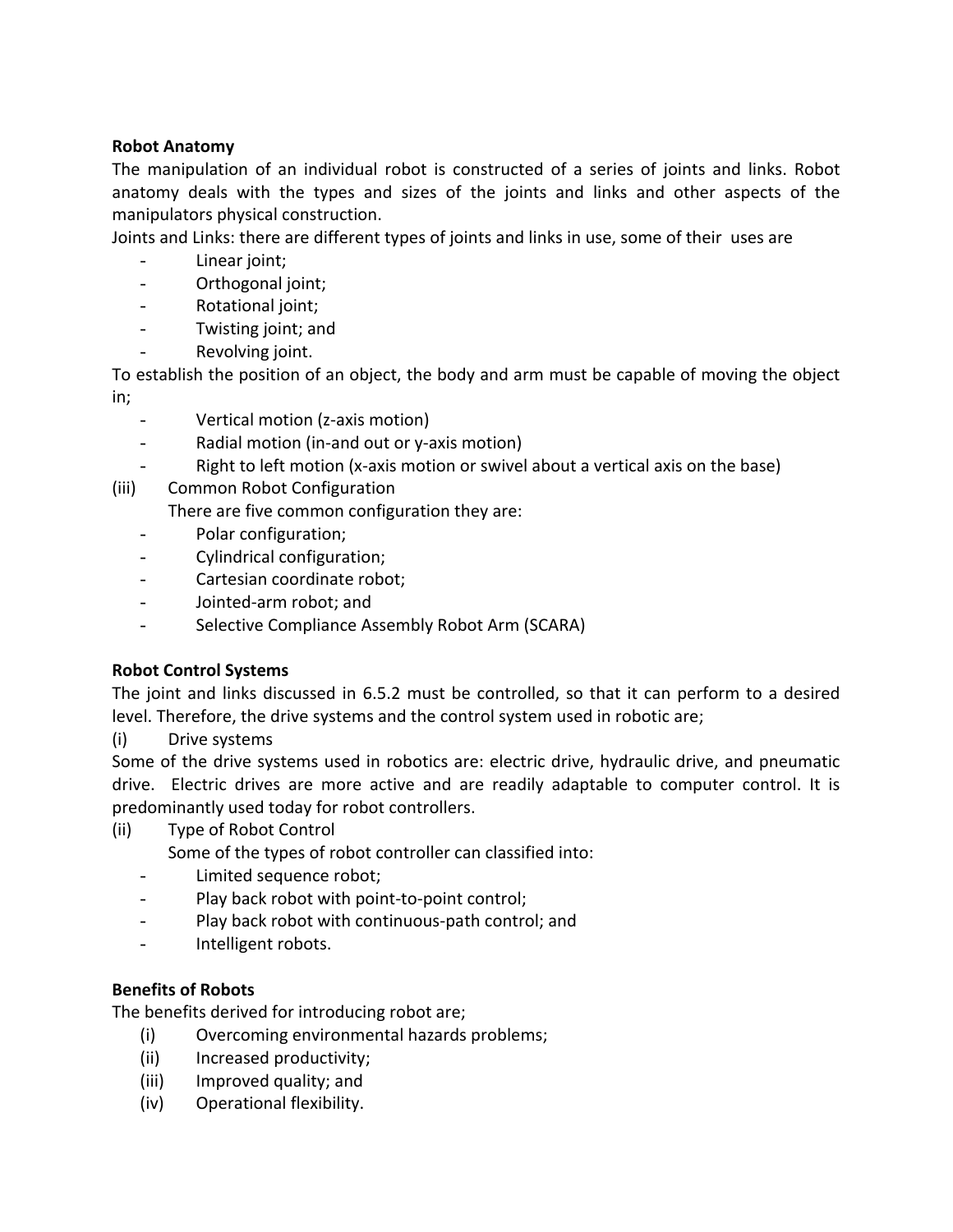**Robot Anatomy**

The manipulation of an individual robot is constructed of a series of joints and links. Robot anatomy deals with the types and sizes of the joints and links and other aspects of the manipulators physical construction.

Joints and Links: there are different types of joints and links in use, some of their uses are

- Linear joint;
- Orthogonal joint;
- Rotational joint;
- Twisting joint; and
- Revolving joint.

To establish the position of an object, the body and arm must be capable of moving the object in;

- Vertical motion (z-axis motion)
- Radial motion (in-and out or y-axis motion)
- Right to left motion (x-axis motion or swivel about a vertical axis on the base)

(iii) Common Robot Configuration

There are five common configuration they are:

- Polar configuration;
- Cylindrical configuration;
- Cartesian coordinate robot;
- Jointed-arm robot; and
- Selective Compliance Assembly Robot Arm (SCARA)

**Robot Control Systems**

The joint and links discussed in 6.5.2 must be controlled, so that it can perform to a desired level. Therefore, the drive systems and the control system used in robotic are;

(i) Drive systems

Some of the drive systems used in robotics are: electric drive, hydraulic drive, and pneumatic drive. Electric drives are more active and are readily adaptable to computer control. It is predominantly used today for robot controllers.

(ii) Type of Robot Control

Some of the types of robot controller can classified into:

- Limited sequence robot;
- Play back robot with point-to-point control;
- Play back robot with continuous-path control; and
- Intelligent robots.

**Benefits of Robots**

The benefits derived for introducing robot are;

(i) Overcoming environmental hazards problems;
(ii) Increased productivity;
(iii) Improved quality; and
(iv) Operational flexibility.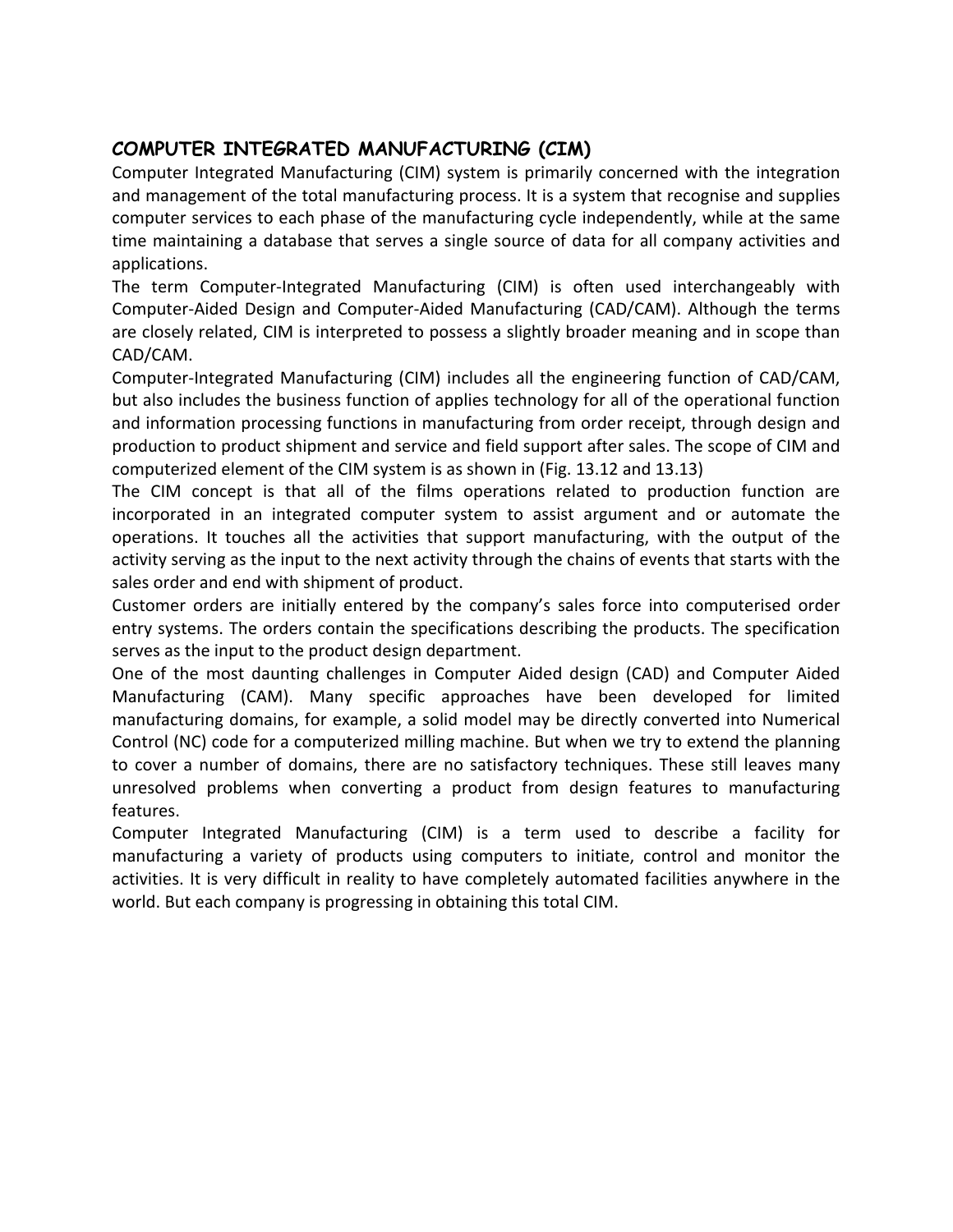## COMPUTER INTEGRATED MANUFACTURING (CIM)

Computer Integrated Manufacturing (CIM) system is primarily concerned with the integration and management of the total manufacturing process. It is a system that recognise and supplies computer services to each phase of the manufacturing cycle independently, while at the same time maintaining a database that serves a single source of data for all company activities and applications.

The term Computer-Integrated Manufacturing (CIM) is often used interchangeably with Computer-Aided Design and Computer-Aided Manufacturing (CAD/CAM). Although the terms are closely related, CIM is interpreted to possess a slightly broader meaning and in scope than CAD/CAM.

Computer-Integrated Manufacturing (CIM) includes all the engineering function of CAD/CAM, but also includes the business function of applies technology for all of the operational function and information processing functions in manufacturing from order receipt, through design and production to product shipment and service and field support after sales. The scope of CIM and computerized element of the CIM system is as shown in (Fig. 13.12 and 13.13)

The CIM concept is that all of the films operations related to production function are incorporated in an integrated computer system to assist argument and or automate the operations. It touches all the activities that support manufacturing, with the output of the activity serving as the input to the next activity through the chains of events that starts with the sales order and end with shipment of product.

Customer orders are initially entered by the company's sales force into computerised order entry systems. The orders contain the specifications describing the products. The specification serves as the input to the product design department.

One of the most daunting challenges in Computer Aided design (CAD) and Computer Aided Manufacturing (CAM). Many specific approaches have been developed for limited manufacturing domains, for example, a solid model may be directly converted into Numerical Control (NC) code for a computerized milling machine. But when we try to extend the planning to cover a number of domains, there are no satisfactory techniques. These still leaves many unresolved problems when converting a product from design features to manufacturing features.

Computer Integrated Manufacturing (CIM) is a term used to describe a facility for manufacturing a variety of products using computers to initiate, control and monitor the activities. It is very difficult in reality to have completely automated facilities anywhere in the world. But each company is progressing in obtaining this total CIM.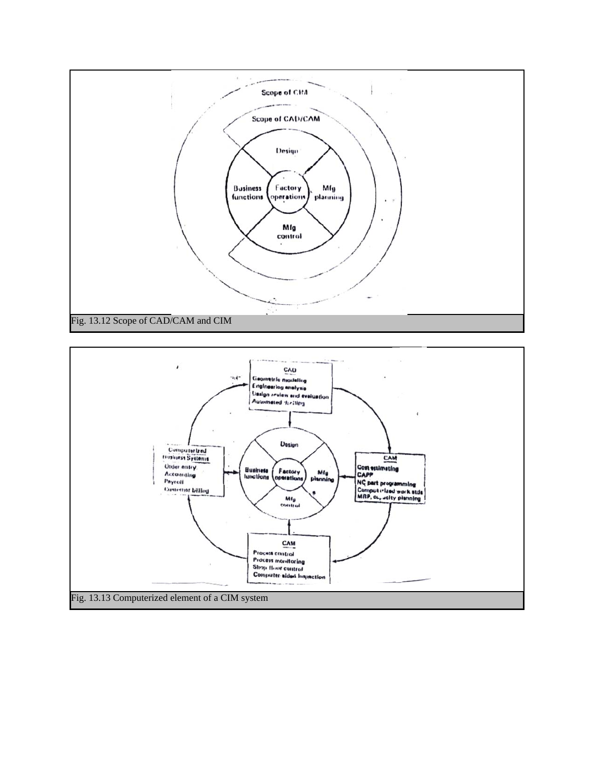Fig. 13.12 Scope of CAD/CAM and CIM

Fig. 13.13 Computerized element of a CIM system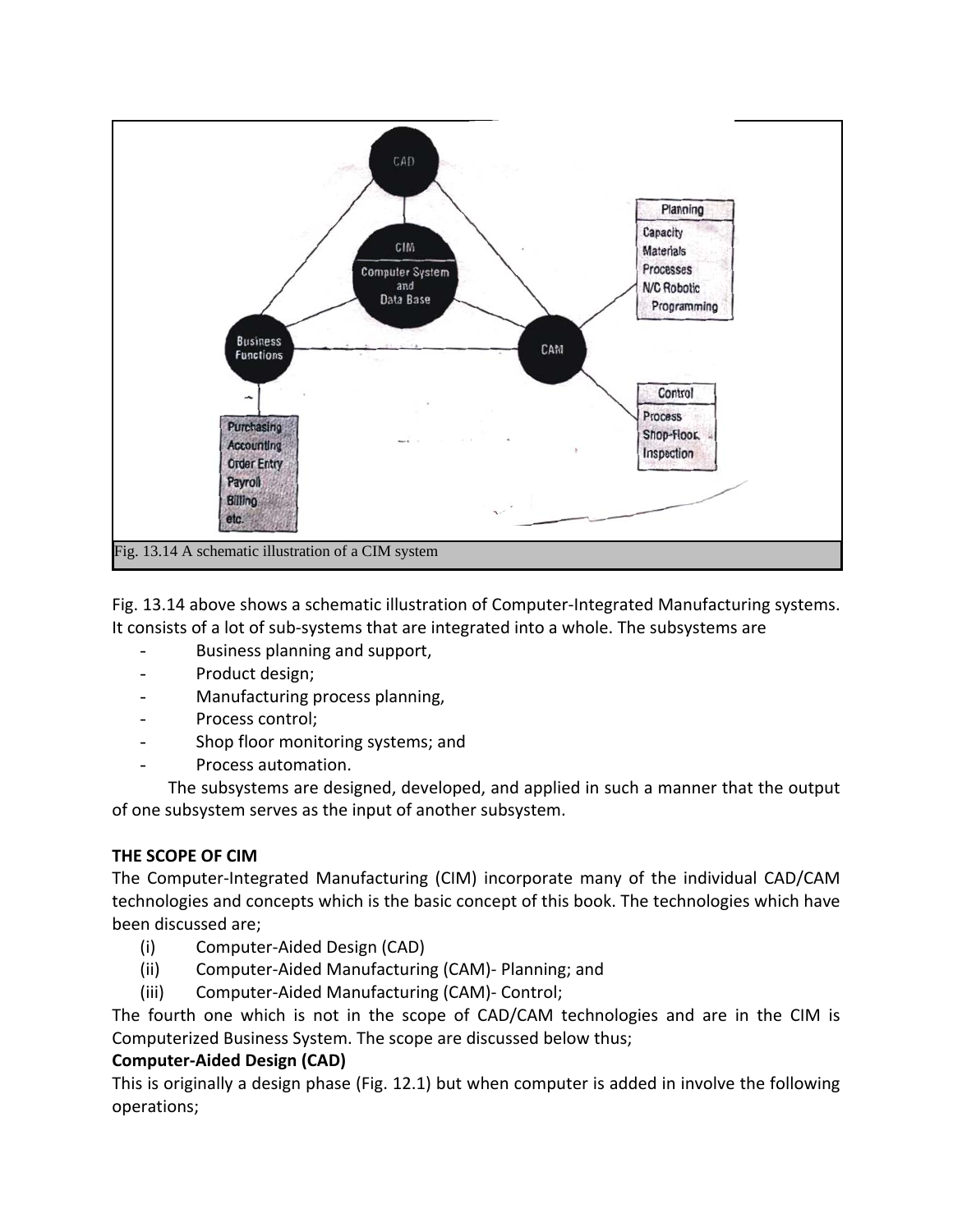Fig. 13.14 A schematic illustration of a CIM system

Fig. 13.14 above shows a schematic illustration of Computer-Integrated Manufacturing systems. It consists of a lot of sub-systems that are integrated into a whole. The subsystems are

- Business planning and support,
- Product design;
- Manufacturing process planning,
- Process control;
- Shop floor monitoring systems; and
- Process automation.

The subsystems are designed, developed, and applied in such a manner that the output of one subsystem serves as the input of another subsystem.

**THE SCOPE OF CIM**

The Computer-Integrated Manufacturing (CIM) incorporate many of the individual CAD/CAM technologies and concepts which is the basic concept of this book. The technologies which have been discussed are;

(i) Computer-Aided Design (CAD)
(ii) Computer-Aided Manufacturing (CAM)- Planning; and
(iii) Computer-Aided Manufacturing (CAM)- Control;

The fourth one which is not in the scope of CAD/CAM technologies and are in the CIM is Computerized Business System. The scope are discussed below thus;

**Computer-Aided Design (CAD)**

This is originally a design phase (Fig. 12.1) but when computer is added in involve the following operations;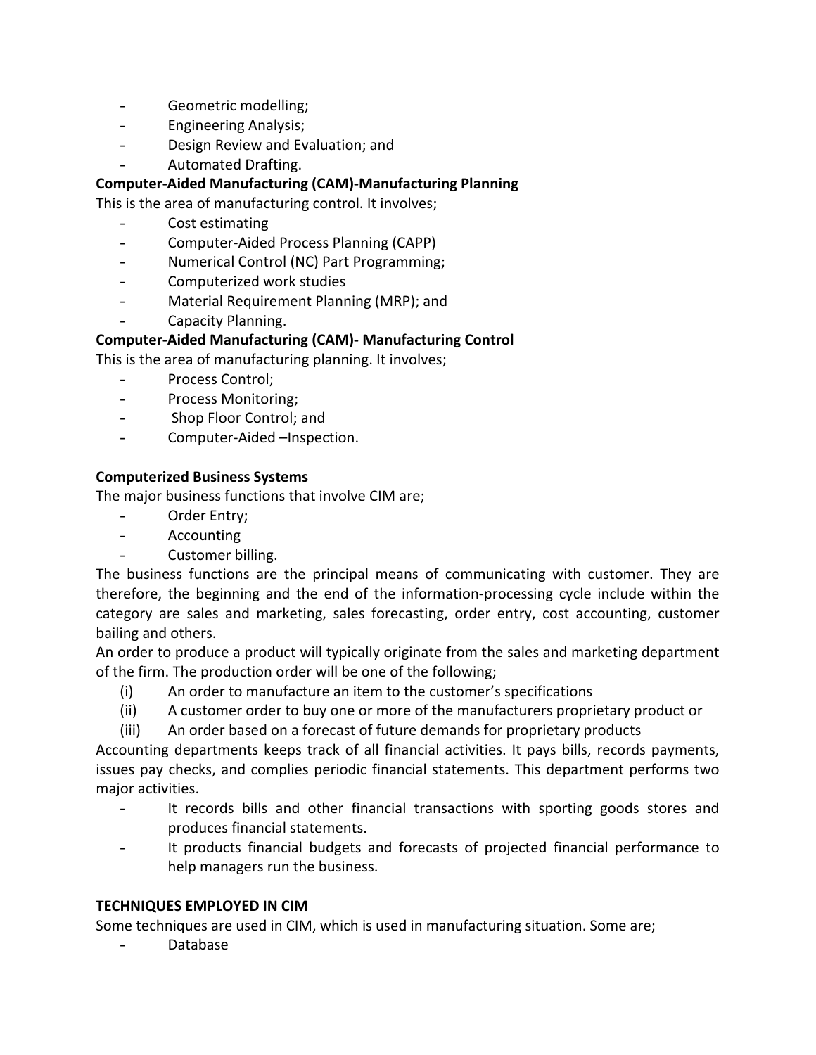- Geometric modelling;
- Engineering Analysis;
- Design Review and Evaluation; and
- Automated Drafting.

**Computer-Aided Manufacturing (CAM)-Manufacturing Planning**

This is the area of manufacturing control. It involves;

- Cost estimating
- Computer-Aided Process Planning (CAPP)
- Numerical Control (NC) Part Programming;
- Computerized work studies
- Material Requirement Planning (MRP); and
- Capacity Planning.

**Computer-Aided Manufacturing (CAM)- Manufacturing Control**

This is the area of manufacturing planning. It involves;

- Process Control;
- Process Monitoring;
- Shop Floor Control; and
- Computer-Aided –Inspection.

**Computerized Business Systems**

The major business functions that involve CIM are;

- Order Entry;
- Accounting
- Customer billing.

The business functions are the principal means of communicating with customer. They are therefore, the beginning and the end of the information-processing cycle include within the category are sales and marketing, sales forecasting, order entry, cost accounting, customer bailing and others.

An order to produce a product will typically originate from the sales and marketing department of the firm. The production order will be one of the following;

(i) An order to manufacture an item to the customer's specifications
(ii) A customer order to buy one or more of the manufacturers proprietary product or
(iii) An order based on a forecast of future demands for proprietary products

Accounting departments keeps track of all financial activities. It pays bills, records payments, issues pay checks, and complies periodic financial statements. This department performs two major activities.

- It records bills and other financial transactions with sporting goods stores and produces financial statements.
- It products financial budgets and forecasts of projected financial performance to help managers run the business.

**TECHNIQUES EMPLOYED IN CIM**

Some techniques are used in CIM, which is used in manufacturing situation. Some are;

- Database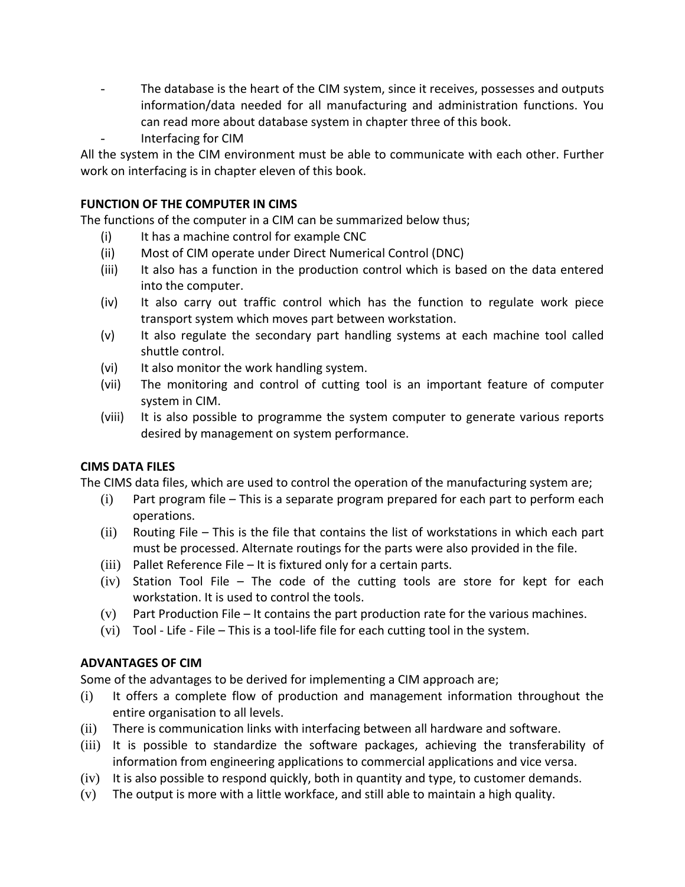- The database is the heart of the CIM system, since it receives, possesses and outputs information/data needed for all manufacturing and administration functions. You can read more about database system in chapter three of this book.
- Interfacing for CIM

All the system in the CIM environment must be able to communicate with each other. Further work on interfacing is in chapter eleven of this book.

**FUNCTION OF THE COMPUTER IN CIMS**

The functions of the computer in a CIM can be summarized below thus;

(i) It has a machine control for example CNC
(ii) Most of CIM operate under Direct Numerical Control (DNC)
(iii) It also has a function in the production control which is based on the data entered into the computer.
(iv) It also carry out traffic control which has the function to regulate work piece transport system which moves part between workstation.
(v) It also regulate the secondary part handling systems at each machine tool called shuttle control.
(vi) It also monitor the work handling system.
(vii) The monitoring and control of cutting tool is an important feature of computer system in CIM.
(viii) It is also possible to programme the system computer to generate various reports desired by management on system performance.

**CIMS DATA FILES**

The CIMS data files, which are used to control the operation of the manufacturing system are;

(i) Part program file – This is a separate program prepared for each part to perform each operations.
(ii) Routing File – This is the file that contains the list of workstations in which each part must be processed. Alternate routings for the parts were also provided in the file.
(iii) Pallet Reference File – It is fixtured only for a certain parts.
(iv) Station Tool File – The code of the cutting tools are store for kept for each workstation. It is used to control the tools.
(v) Part Production File – It contains the part production rate for the various machines.
(vi) Tool - Life - File – This is a tool-life file for each cutting tool in the system.

**ADVANTAGES OF CIM**

Some of the advantages to be derived for implementing a CIM approach are;

(i) It offers a complete flow of production and management information throughout the entire organisation to all levels.
(ii) There is communication links with interfacing between all hardware and software.
(iii) It is possible to standardize the software packages, achieving the transferability of information from engineering applications to commercial applications and vice versa.
(iv) It is also possible to respond quickly, both in quantity and type, to customer demands.
(v) The output is more with a little workface, and still able to maintain a high quality.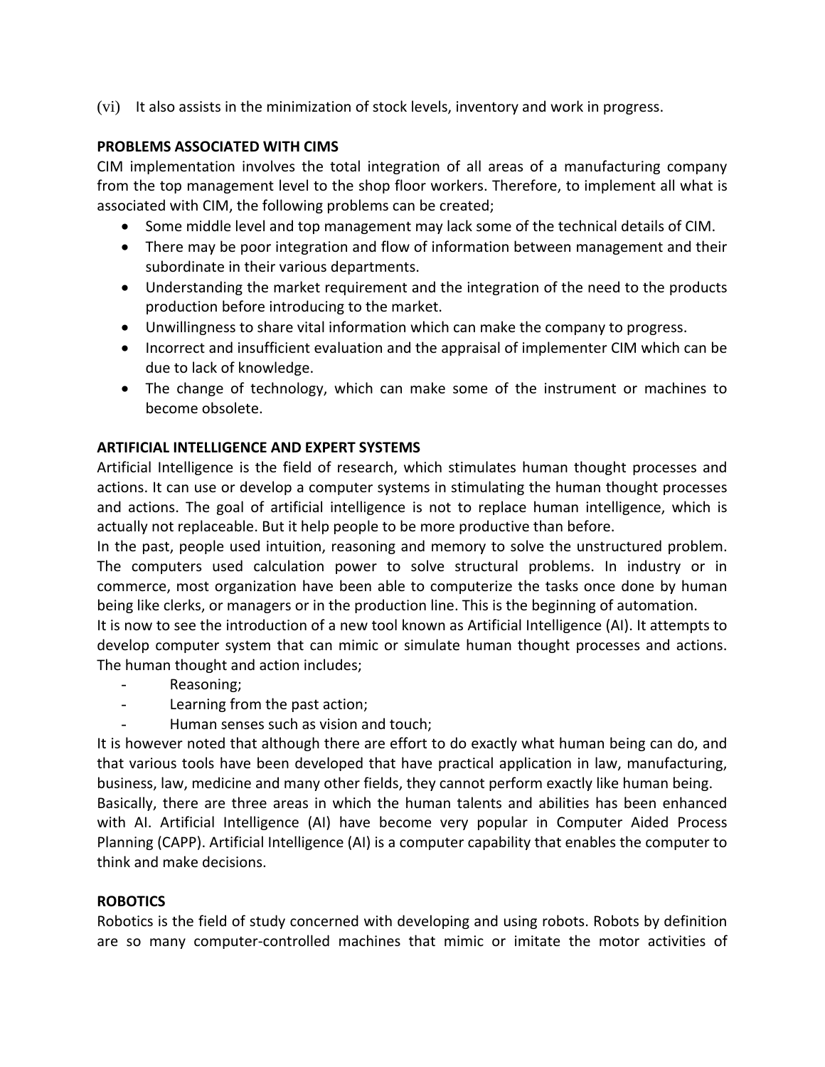(vi) It also assists in the minimization of stock levels, inventory and work in progress.

**PROBLEMS ASSOCIATED WITH CIMS**

CIM implementation involves the total integration of all areas of a manufacturing company from the top management level to the shop floor workers. Therefore, to implement all what is associated with CIM, the following problems can be created;

- Some middle level and top management may lack some of the technical details of CIM.
- There may be poor integration and flow of information between management and their subordinate in their various departments.
- Understanding the market requirement and the integration of the need to the products production before introducing to the market.
- Unwillingness to share vital information which can make the company to progress.
- Incorrect and insufficient evaluation and the appraisal of implementer CIM which can be due to lack of knowledge.
- The change of technology, which can make some of the instrument or machines to become obsolete.

**ARTIFICIAL INTELLIGENCE AND EXPERT SYSTEMS**

Artificial Intelligence is the field of research, which stimulates human thought processes and actions. It can use or develop a computer systems in stimulating the human thought processes and actions. The goal of artificial intelligence is not to replace human intelligence, which is actually not replaceable. But it help people to be more productive than before.

In the past, people used intuition, reasoning and memory to solve the unstructured problem. The computers used calculation power to solve structural problems. In industry or in commerce, most organization have been able to computerize the tasks once done by human being like clerks, or managers or in the production line. This is the beginning of automation.

It is now to see the introduction of a new tool known as Artificial Intelligence (AI). It attempts to develop computer system that can mimic or simulate human thought processes and actions. The human thought and action includes;

- Reasoning;
- Learning from the past action;
- Human senses such as vision and touch;

It is however noted that although there are effort to do exactly what human being can do, and that various tools have been developed that have practical application in law, manufacturing, business, law, medicine and many other fields, they cannot perform exactly like human being.

Basically, there are three areas in which the human talents and abilities has been enhanced with AI. Artificial Intelligence (AI) have become very popular in Computer Aided Process Planning (CAPP). Artificial Intelligence (AI) is a computer capability that enables the computer to think and make decisions.

**ROBOTICS**

Robotics is the field of study concerned with developing and using robots. Robots by definition are so many computer-controlled machines that mimic or imitate the motor activities of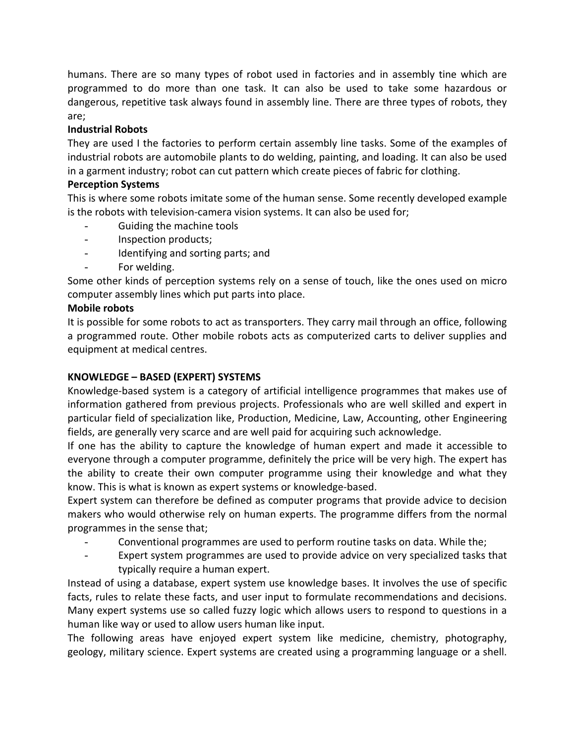humans. There are so many types of robot used in factories and in assembly tine which are programmed to do more than one task. It can also be used to take some hazardous or dangerous, repetitive task always found in assembly line. There are three types of robots, they are;

**Industrial Robots**

They are used I the factories to perform certain assembly line tasks. Some of the examples of industrial robots are automobile plants to do welding, painting, and loading. It can also be used in a garment industry; robot can cut pattern which create pieces of fabric for clothing.

**Perception Systems**

This is where some robots imitate some of the human sense. Some recently developed example is the robots with television-camera vision systems. It can also be used for;

- Guiding the machine tools
- Inspection products;
- Identifying and sorting parts; and
- For welding.

Some other kinds of perception systems rely on a sense of touch, like the ones used on micro computer assembly lines which put parts into place.

**Mobile robots**

It is possible for some robots to act as transporters. They carry mail through an office, following a programmed route. Other mobile robots acts as computerized carts to deliver supplies and equipment at medical centres.

**KNOWLEDGE – BASED (EXPERT) SYSTEMS**

Knowledge-based system is a category of artificial intelligence programmes that makes use of information gathered from previous projects. Professionals who are well skilled and expert in particular field of specialization like, Production, Medicine, Law, Accounting, other Engineering fields, are generally very scarce and are well paid for acquiring such acknowledge.

If one has the ability to capture the knowledge of human expert and made it accessible to everyone through a computer programme, definitely the price will be very high. The expert has the ability to create their own computer programme using their knowledge and what they know. This is what is known as expert systems or knowledge-based.

Expert system can therefore be defined as computer programs that provide advice to decision makers who would otherwise rely on human experts. The programme differs from the normal programmes in the sense that;

- Conventional programmes are used to perform routine tasks on data. While the;
- Expert system programmes are used to provide advice on very specialized tasks that typically require a human expert.

Instead of using a database, expert system use knowledge bases. It involves the use of specific facts, rules to relate these facts, and user input to formulate recommendations and decisions. Many expert systems use so called fuzzy logic which allows users to respond to questions in a human like way or used to allow users human like input.

The following areas have enjoyed expert system like medicine, chemistry, photography, geology, military science. Expert systems are created using a programming language or a shell.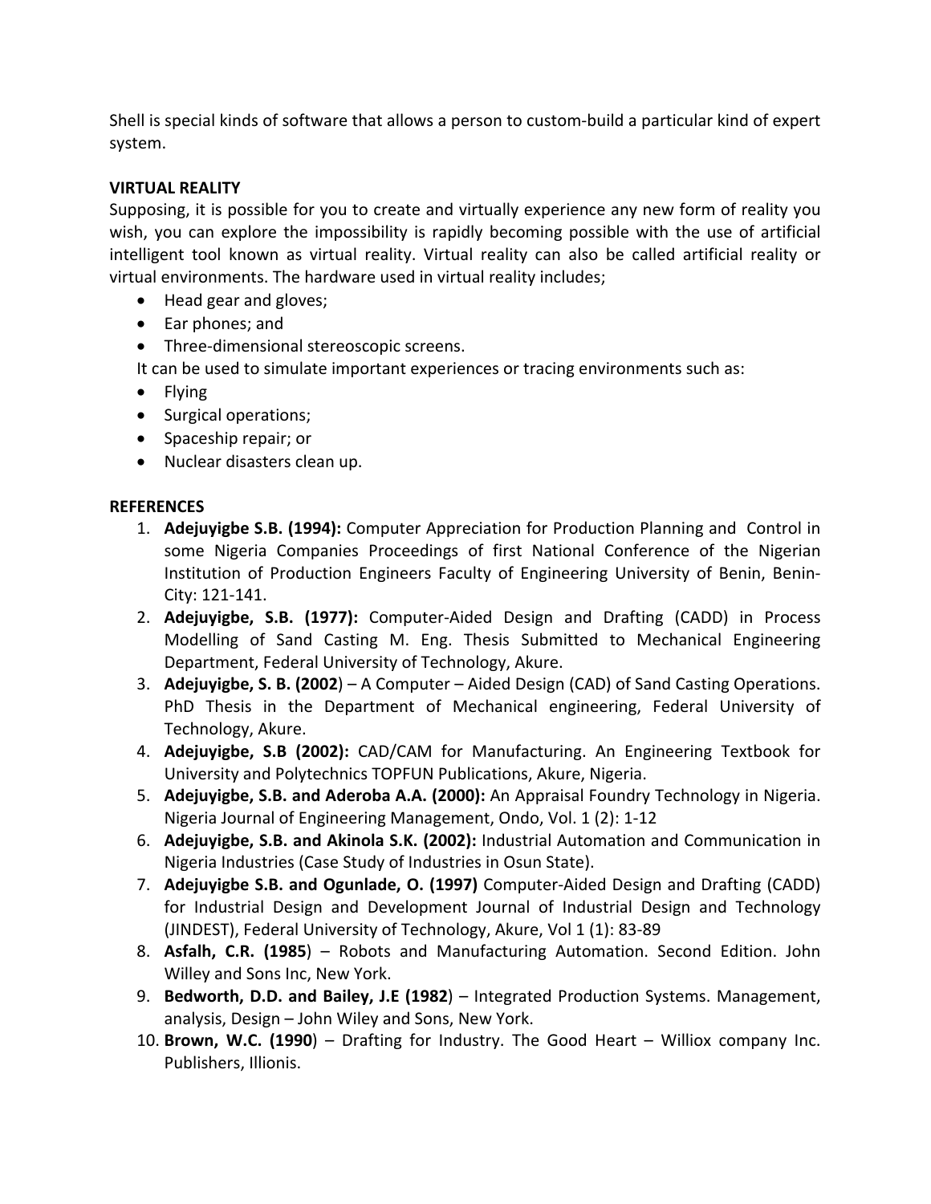Shell is special kinds of software that allows a person to custom-build a particular kind of expert system.

## VIRTUAL REALITY

Supposing, it is possible for you to create and virtually experience any new form of reality you wish, you can explore the impossibility is rapidly becoming possible with the use of artificial intelligent tool known as virtual reality. Virtual reality can also be called artificial reality or virtual environments. The hardware used in virtual reality includes;

- Head gear and gloves;
- Ear phones; and
- Three-dimensional stereoscopic screens.

It can be used to simulate important experiences or tracing environments such as:

- Flying
- Surgical operations;
- Spaceship repair; or
- Nuclear disasters clean up.

## REFERENCES

1. **Adejuyigbe S.B. (1994):** Computer Appreciation for Production Planning and Control in some Nigeria Companies Proceedings of first National Conference of the Nigerian Institution of Production Engineers Faculty of Engineering University of Benin, Benin-City: 121-141.
2. **Adejuyigbe, S.B. (1977):** Computer-Aided Design and Drafting (CADD) in Process Modelling of Sand Casting M. Eng. Thesis Submitted to Mechanical Engineering Department, Federal University of Technology, Akure.
3. **Adejuyigbe, S. B. (2002**) – A Computer – Aided Design (CAD) of Sand Casting Operations. PhD Thesis in the Department of Mechanical engineering, Federal University of Technology, Akure.
4. **Adejuyigbe, S.B (2002):** CAD/CAM for Manufacturing. An Engineering Textbook for University and Polytechnics TOPFUN Publications, Akure, Nigeria.
5. **Adejuyigbe, S.B. and Aderoba A.A. (2000):** An Appraisal Foundry Technology in Nigeria. Nigeria Journal of Engineering Management, Ondo, Vol. 1 (2): 1-12
6. **Adejuyigbe, S.B. and Akinola S.K. (2002):** Industrial Automation and Communication in Nigeria Industries (Case Study of Industries in Osun State).
7. **Adejuyigbe S.B. and Ogunlade, O. (1997)** Computer-Aided Design and Drafting (CADD) for Industrial Design and Development Journal of Industrial Design and Technology (JINDEST), Federal University of Technology, Akure, Vol 1 (1): 83-89
8. **Asfalh, C.R. (1985**) – Robots and Manufacturing Automation. Second Edition. John Willey and Sons Inc, New York.
9. **Bedworth, D.D. and Bailey, J.E (1982**) – Integrated Production Systems. Management, analysis, Design – John Wiley and Sons, New York.
10. **Brown, W.C. (1990**) – Drafting for Industry. The Good Heart – Williox company Inc. Publishers, Illionis.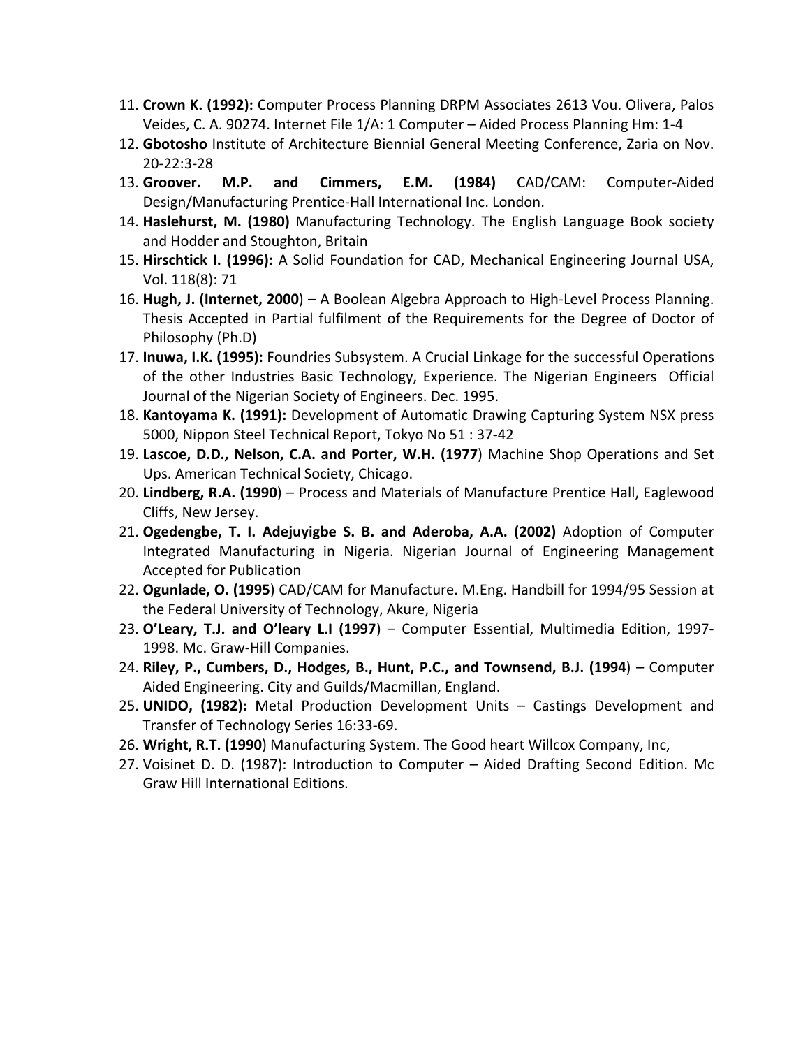11. **Crown K. (1992):** Computer Process Planning DRPM Associates 2613 Vou. Olivera, Palos Veides, C. A. 90274. Internet File 1/A: 1 Computer – Aided Process Planning Hm: 1-4
12. **Gbotosho** Institute of Architecture Biennial General Meeting Conference, Zaria on Nov. 20-22:3-28
13. **Groover. M.P. and Cimmers, E.M. (1984)** CAD/CAM: Computer-Aided Design/Manufacturing Prentice-Hall International Inc. London.
14. **Haslehurst, M. (1980)** Manufacturing Technology. The English Language Book society and Hodder and Stoughton, Britain
15. **Hirschtick I. (1996):** A Solid Foundation for CAD, Mechanical Engineering Journal USA, Vol. 118(8): 71
16. **Hugh, J. (Internet, 2000**) – A Boolean Algebra Approach to High-Level Process Planning. Thesis Accepted in Partial fulfilment of the Requirements for the Degree of Doctor of Philosophy (Ph.D)
17. **Inuwa, I.K. (1995):** Foundries Subsystem. A Crucial Linkage for the successful Operations of the other Industries Basic Technology, Experience. The Nigerian Engineers Official Journal of the Nigerian Society of Engineers. Dec. 1995.
18. **Kantoyama K. (1991):** Development of Automatic Drawing Capturing System NSX press 5000, Nippon Steel Technical Report, Tokyo No 51 : 37-42
19. **Lascoe, D.D., Nelson, C.A. and Porter, W.H. (1977**) Machine Shop Operations and Set Ups. American Technical Society, Chicago.
20. **Lindberg, R.A. (1990**) – Process and Materials of Manufacture Prentice Hall, Eaglewood Cliffs, New Jersey.
21. **Ogedengbe, T. I. Adejuyigbe S. B. and Aderoba, A.A. (2002)** Adoption of Computer Integrated Manufacturing in Nigeria. Nigerian Journal of Engineering Management Accepted for Publication
22. **Ogunlade, O. (1995**) CAD/CAM for Manufacture. M.Eng. Handbill for 1994/95 Session at the Federal University of Technology, Akure, Nigeria
23. **O'Leary, T.J. and O'leary L.I (1997**) – Computer Essential, Multimedia Edition, 1997-1998. Mc. Graw-Hill Companies.
24. **Riley, P., Cumbers, D., Hodges, B., Hunt, P.C., and Townsend, B.J. (1994**) – Computer Aided Engineering. City and Guilds/Macmillan, England.
25. **UNIDO, (1982):** Metal Production Development Units – Castings Development and Transfer of Technology Series 16:33-69.
26. **Wright, R.T. (1990**) Manufacturing System. The Good heart Willcox Company, Inc,
27. Voisinet D. D. (1987): Introduction to Computer – Aided Drafting Second Edition. Mc Graw Hill International Editions.